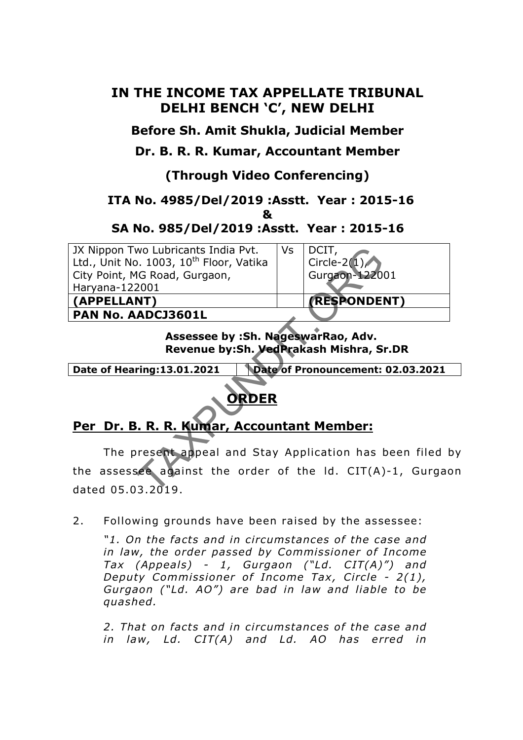# IN THE INCOME TAX APPELLATE TRIBUNAL DELHI BENCH 'C', NEW DELHI

## Before Sh. Amit Shukla, Judicial Member

## Dr. B. R. R. Kumar, Accountant Member

## (Through Video Conferencing)

### ITA No. 4985/Del/2019 :Asstt. Year : 2015-16

### &

### SA No. 985/Del/2019 :Asstt. Year : 2015-16

| JX Nippon Two Lubricants India Pvt. Ltd., Unit No. 1003, 10th Floor, Vatika City Point, MG Road, Gurgaon, Haryana-122001 | Vs | DCIT, Circle-2(1), Gurgaon-122001 |
|---|---|---|
| **(APPELLANT)** | | **(RESPONDENT)** |
| **PAN No. AADCJ3601L** | | |

**Assessee by :Sh. NageswarRao, Adv.**
**Revenue by:Sh. VedPrakash Mishra, Sr.DR**

| **Date of Hearing:13.01.2021** | **Date of Pronouncement: 02.03.2021** |
|---|---|

## ORDER

## Per Dr. B. R. R. Kumar, Accountant Member:

The present appeal and Stay Application has been filed by the assessee against the order of the ld. CIT(A)-1, Gurgaon dated 05.03.2019.

2. Following grounds have been raised by the assessee:

*"1. On the facts and in circumstances of the case and in law, the order passed by Commissioner of Income Tax (Appeals) - 1, Gurgaon ("Ld. CIT(A)") and Deputy Commissioner of Income Tax, Circle - 2(1), Gurgaon ("Ld. AO") are bad in law and liable to be quashed.*

*2. That on facts and in circumstances of the case and in law, Ld. CIT(A) and Ld. AO has erred in*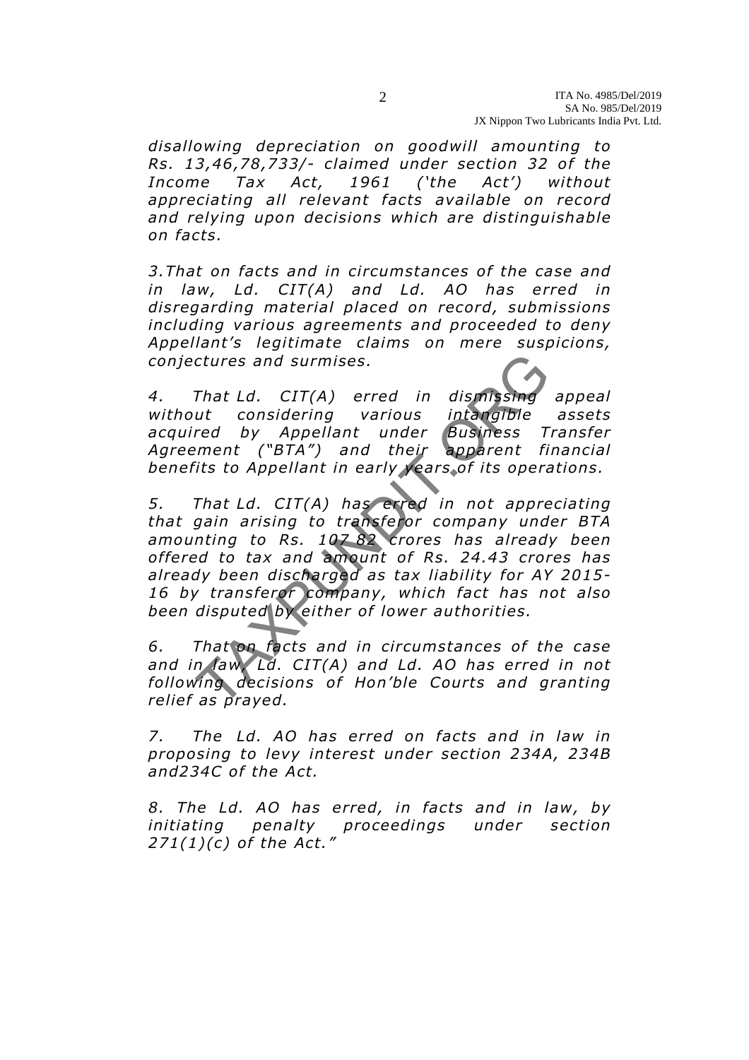*disallowing depreciation on goodwill amounting to Rs. 13,46,78,733/- claimed under section 32 of the Income Tax Act, 1961 ('the Act') without appreciating all relevant facts available on record and relying upon decisions which are distinguishable on facts.*

*3.That on facts and in circumstances of the case and in law, Ld. CIT(A) and Ld. AO has erred in disregarding material placed on record, submissions including various agreements and proceeded to deny Appellant's legitimate claims on mere suspicions, conjectures and surmises.*

*4. That Ld. CIT(A) erred in dismissing appeal without considering various intangible assets acquired by Appellant under Business Transfer Agreement ("BTA") and their apparent financial benefits to Appellant in early years of its operations.*

*5. That Ld. CIT(A) has erred in not appreciating that gain arising to transferor company under BTA amounting to Rs. 107.82 crores has already been offered to tax and amount of Rs. 24.43 crores has already been discharged as tax liability for AY 2015-16 by transferor company, which fact has not also been disputed by either of lower authorities.*

*6. That on facts and in circumstances of the case and in law, Ld. CIT(A) and Ld. AO has erred in not following decisions of Hon'ble Courts and granting relief as prayed.*

*7. The Ld. AO has erred on facts and in law in proposing to levy interest under section 234A, 234B and234C of the Act.*

*8. The Ld. AO has erred, in facts and in law, by initiating penalty proceedings under section 271(1)(c) of the Act."*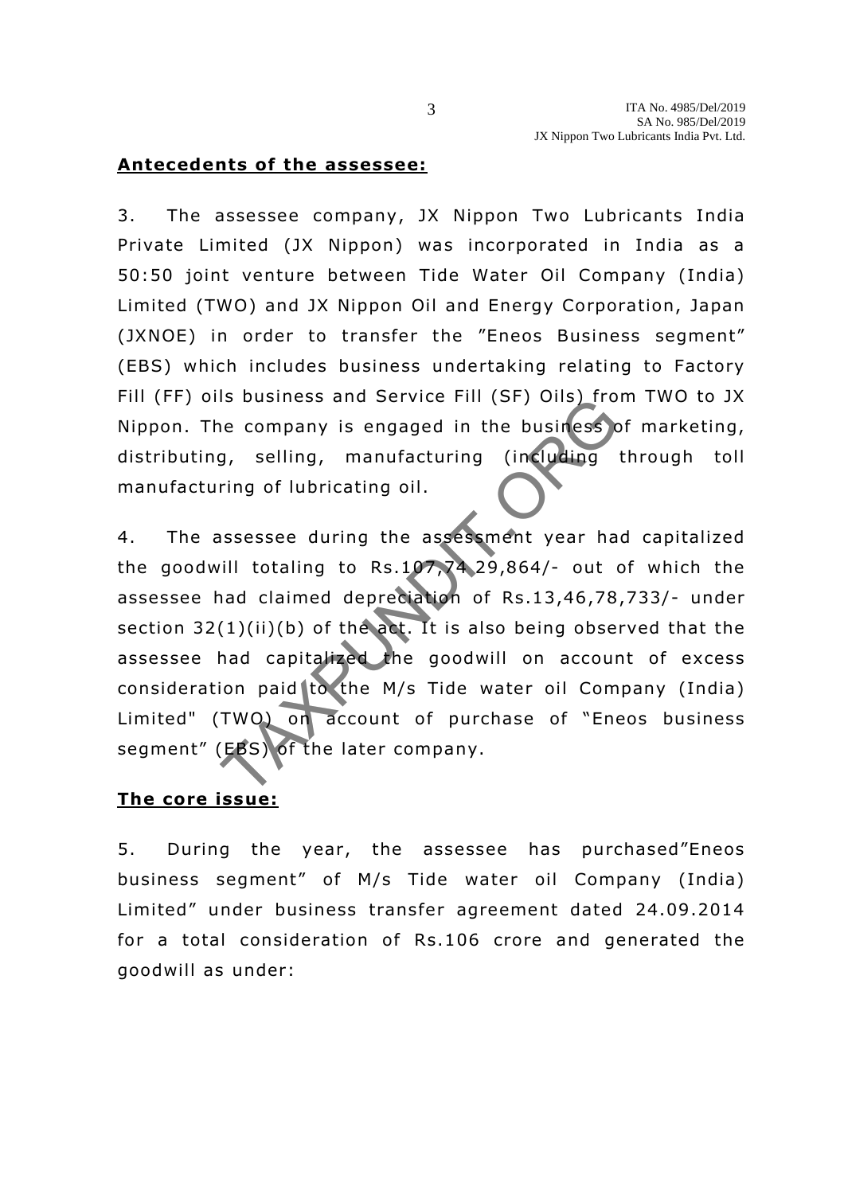**Antecedents of the assessee:**

3. The assessee company, JX Nippon Two Lubricants India Private Limited (JX Nippon) was incorporated in India as a 50:50 joint venture between Tide Water Oil Company (India) Limited (TWO) and JX Nippon Oil and Energy Corporation, Japan (JXNOE) in order to transfer the "Eneos Business segment" (EBS) which includes business undertaking relating to Factory Fill (FF) oils business and Service Fill (SF) Oils) from TWO to JX Nippon. The company is engaged in the business of marketing, distributing, selling, manufacturing (including through toll manufacturing of lubricating oil.

4. The assessee during the assessment year had capitalized the goodwill totaling to Rs.107,74,29,864/- out of which the assessee had claimed depreciation of Rs.13,46,78,733/- under section 32(1)(ii)(b) of the act. It is also being observed that the assessee had capitalized the goodwill on account of excess consideration paid to the M/s Tide water oil Company (India) Limited" (TWO) on account of purchase of "Eneos business segment" (EBS) of the later company.

**The core issue:**

5. During the year, the assessee has purchased"Eneos business segment" of M/s Tide water oil Company (India) Limited" under business transfer agreement dated 24.09.2014 for a total consideration of Rs.106 crore and generated the goodwill as under: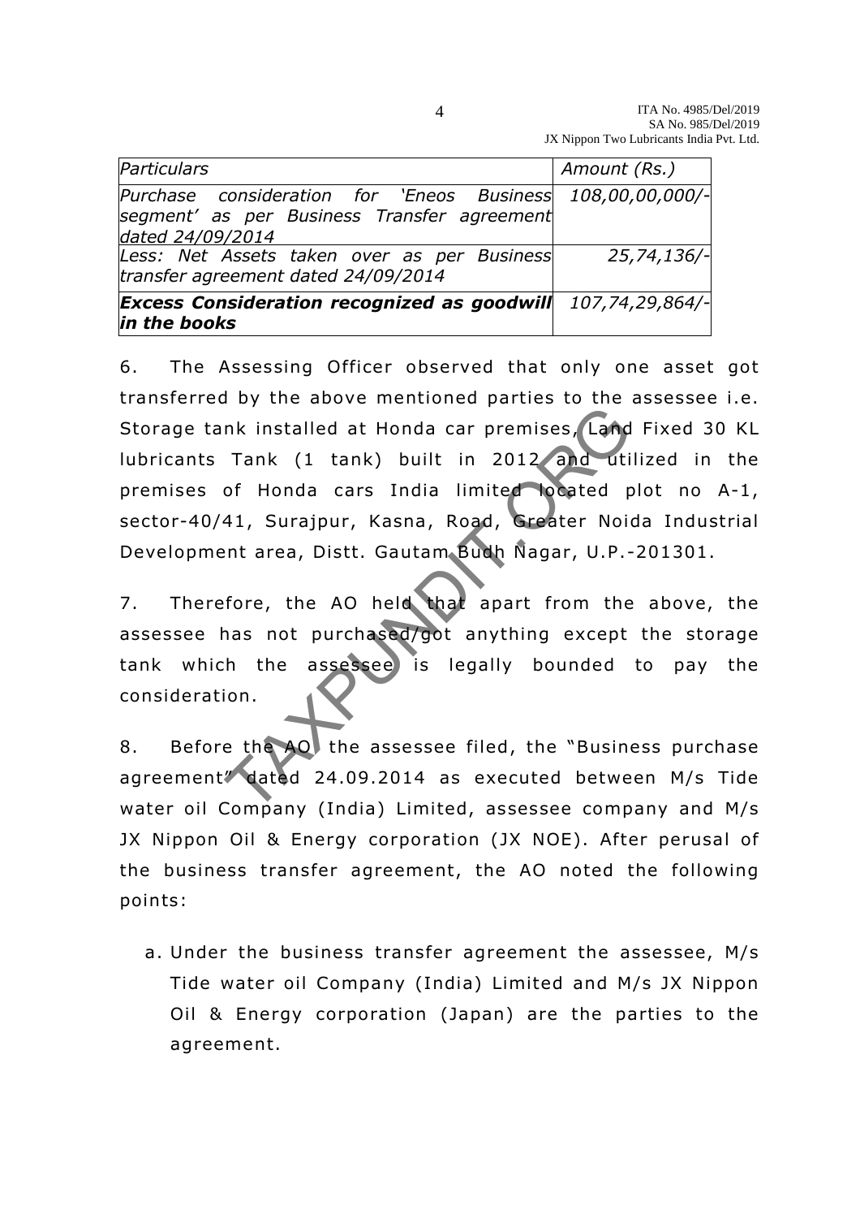| *Particulars* | *Amount (Rs.)* |
|---|---|
| *Purchase consideration for 'Eneos Business segment' as per Business Transfer agreement dated 24/09/2014* | *108,00,00,000/-* |
| *Less: Net Assets taken over as per Business transfer agreement dated 24/09/2014* | *25,74,136/-* |
| ***Excess Consideration recognized as goodwill in the books*** | *107,74,29,864/-* |

6. The Assessing Officer observed that only one asset got transferred by the above mentioned parties to the assessee i.e. Storage tank installed at Honda car premises, Land Fixed 30 KL lubricants Tank (1 tank) built in 2012 and utilized in the premises of Honda cars India limited located plot no A-1, sector-40/41, Surajpur, Kasna, Road, Greater Noida Industrial Development area, Distt. Gautam Budh Nagar, U.P.-201301.

7. Therefore, the AO held that apart from the above, the assessee has not purchased/got anything except the storage tank which the assessee is legally bounded to pay the consideration.

8. Before the AO, the assessee filed, the "Business purchase agreement" dated 24.09.2014 as executed between M/s Tide water oil Company (India) Limited, assessee company and M/s JX Nippon Oil & Energy corporation (JX NOE). After perusal of the business transfer agreement, the AO noted the following points:

a. Under the business transfer agreement the assessee, M/s Tide water oil Company (India) Limited and M/s JX Nippon Oil & Energy corporation (Japan) are the parties to the agreement.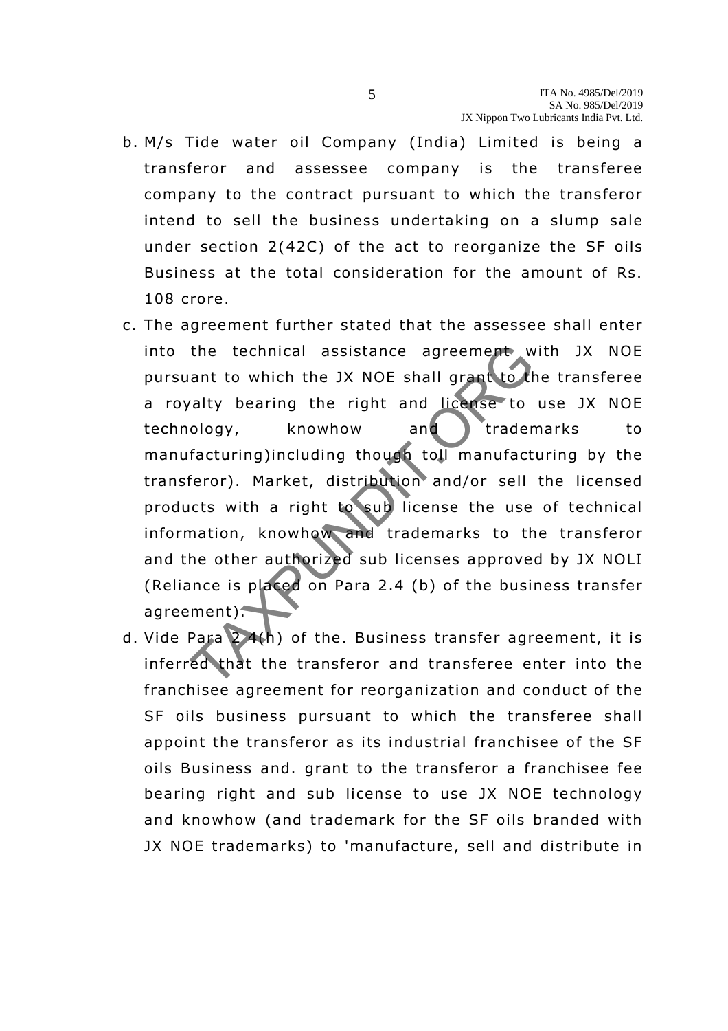b. M/s Tide water oil Company (India) Limited is being a transferor and assessee company is the transferee company to the contract pursuant to which the transferor intend to sell the business undertaking on a slump sale under section 2(42C) of the act to reorganize the SF oils Business at the total consideration for the amount of Rs. 108 crore.

c. The agreement further stated that the assessee shall enter into the technical assistance agreement with JX NOE pursuant to which the JX NOE shall grant to the transferee a royalty bearing the right and license to use JX NOE technology, knowhow and trademarks to manufacturing)including though toll manufacturing by the transferor). Market, distribution and/or sell the licensed products with a right to sub license the use of technical information, knowhow and trademarks to the transferor and the other authorized sub licenses approved by JX NOLI (Reliance is placed on Para 2.4 (b) of the business transfer agreement).

d. Vide Para 2.4(h) of the. Business transfer agreement, it is inferred that the transferor and transferee enter into the franchisee agreement for reorganization and conduct of the SF oils business pursuant to which the transferee shall appoint the transferor as its industrial franchisee of the SF oils Business and. grant to the transferor a franchisee fee bearing right and sub license to use JX NOE technology and knowhow (and trademark for the SF oils branded with JX NOE trademarks) to 'manufacture, sell and distribute in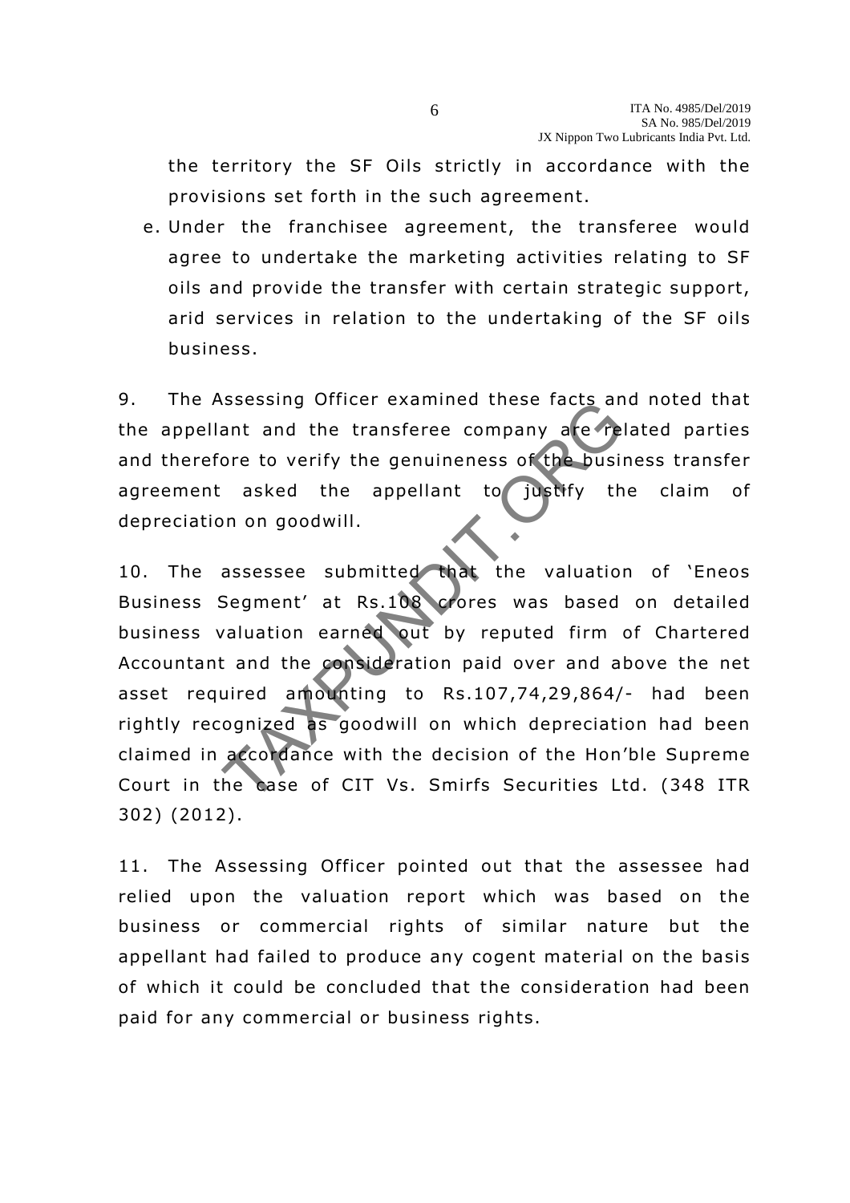the territory the SF Oils strictly in accordance with the provisions set forth in the such agreement.

e. Under the franchisee agreement, the transferee would agree to undertake the marketing activities relating to SF oils and provide the transfer with certain strategic support, arid services in relation to the undertaking of the SF oils business.

9. The Assessing Officer examined these facts and noted that the appellant and the transferee company are related parties and therefore to verify the genuineness of the business transfer agreement asked the appellant to justify the claim of depreciation on goodwill.

10. The assessee submitted that the valuation of 'Eneos Business Segment' at Rs.108 crores was based on detailed business valuation earned out by reputed firm of Chartered Accountant and the consideration paid over and above the net asset required amounting to Rs.107,74,29,864/- had been rightly recognized as goodwill on which depreciation had been claimed in accordance with the decision of the Hon'ble Supreme Court in the case of CIT Vs. Smirfs Securities Ltd. (348 ITR 302) (2012).

11. The Assessing Officer pointed out that the assessee had relied upon the valuation report which was based on the business or commercial rights of similar nature but the appellant had failed to produce any cogent material on the basis of which it could be concluded that the consideration had been paid for any commercial or business rights.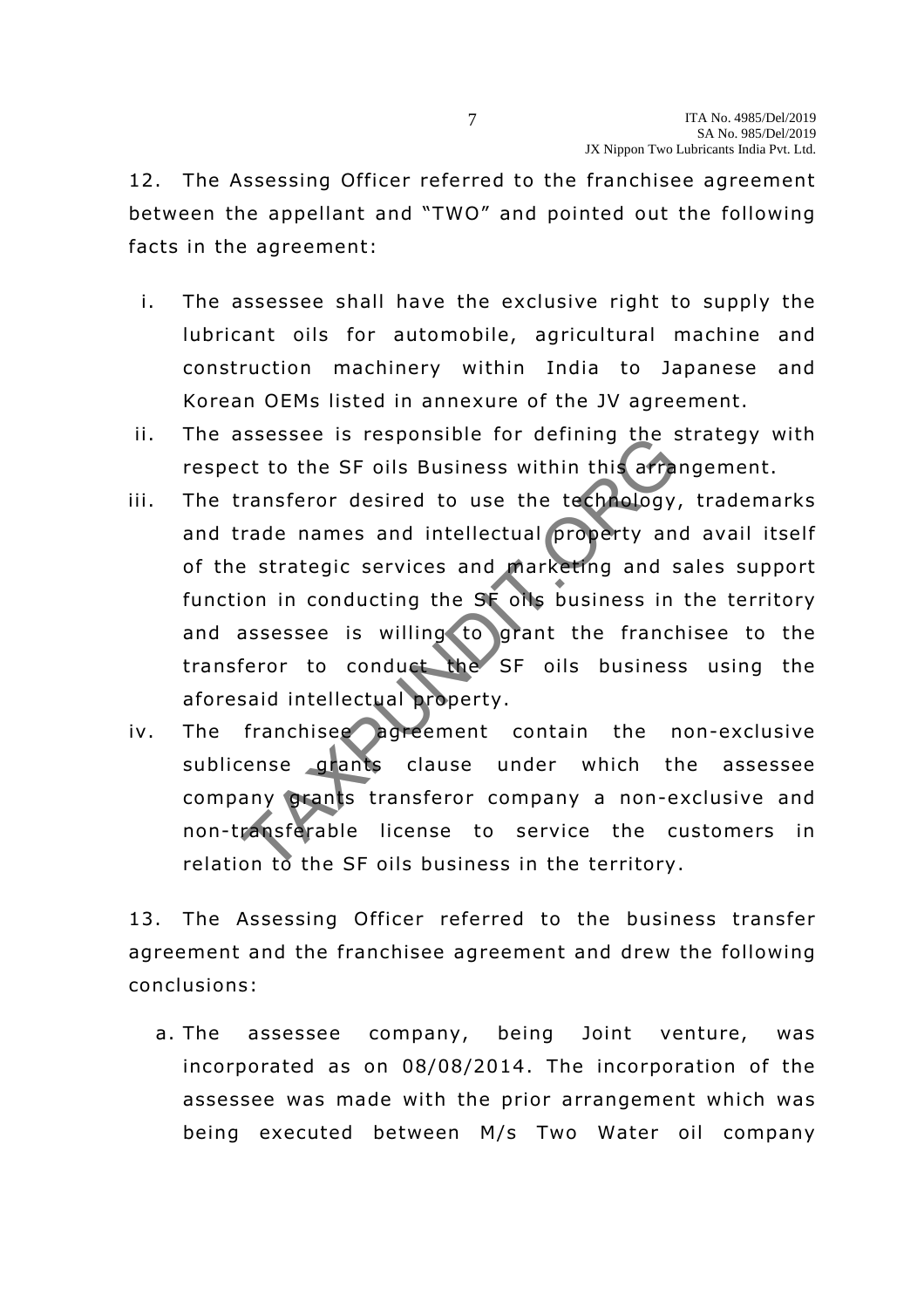12. The Assessing Officer referred to the franchisee agreement between the appellant and "TWO" and pointed out the following facts in the agreement:

i. The assessee shall have the exclusive right to supply the lubricant oils for automobile, agricultural machine and construction machinery within India to Japanese and Korean OEMs listed in annexure of the JV agreement.
ii. The assessee is responsible for defining the strategy with respect to the SF oils Business within this arrangement.
iii. The transferor desired to use the technology, trademarks and trade names and intellectual property and avail itself of the strategic services and marketing and sales support function in conducting the SF oils business in the territory and assessee is willing to grant the franchisee to the transferor to conduct the SF oils business using the aforesaid intellectual property.
iv. The franchisee agreement contain the non-exclusive sublicense grants clause under which the assessee company grants transferor company a non-exclusive and non-transferable license to service the customers in relation to the SF oils business in the territory.

13. The Assessing Officer referred to the business transfer agreement and the franchisee agreement and drew the following conclusions:

a. The assessee company, being Joint venture, was incorporated as on 08/08/2014. The incorporation of the assessee was made with the prior arrangement which was being executed between M/s Two Water oil company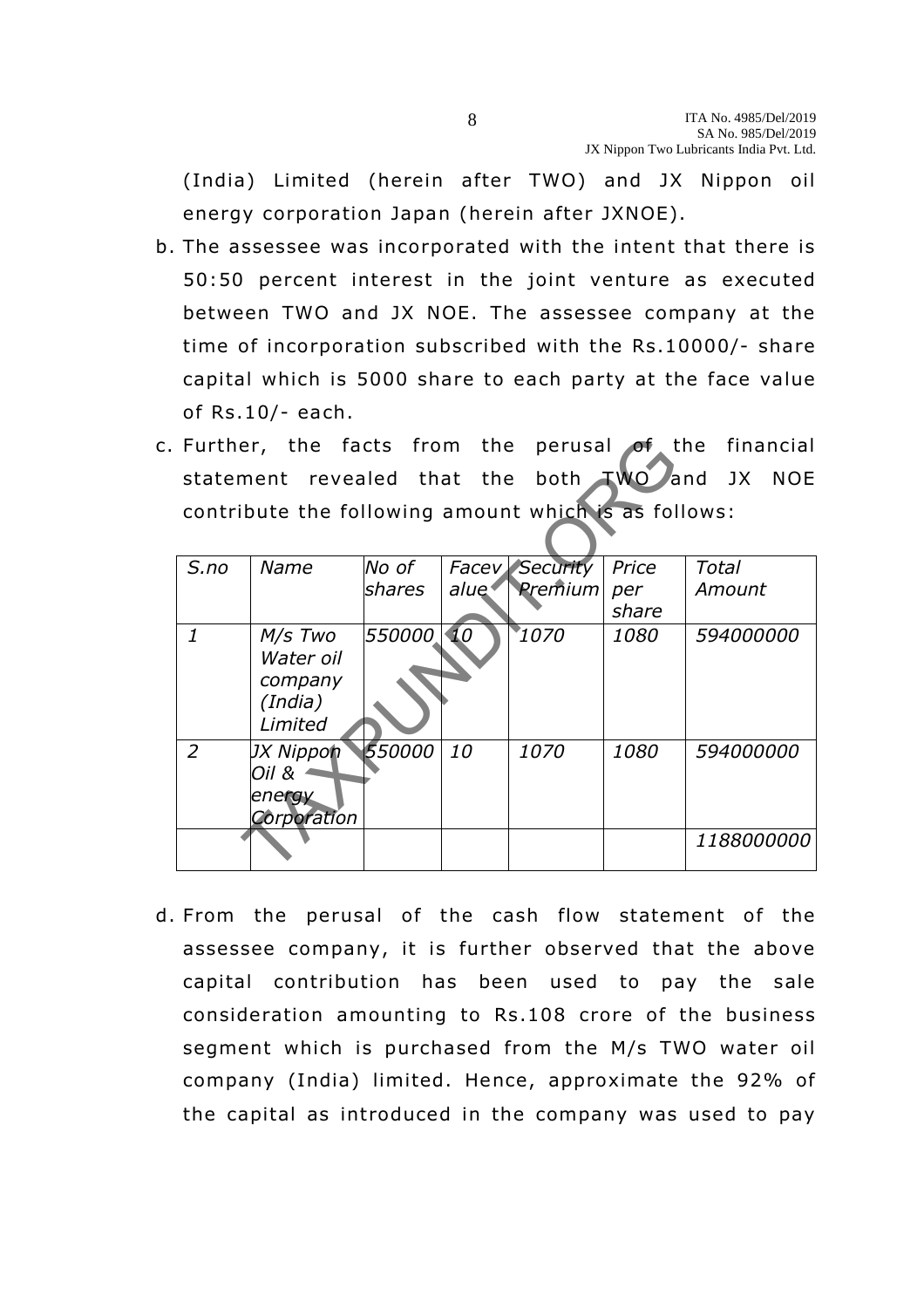(India) Limited (herein after TWO) and JX Nippon oil energy corporation Japan (herein after JXNOE).

b. The assessee was incorporated with the intent that there is 50:50 percent interest in the joint venture as executed between TWO and JX NOE. The assessee company at the time of incorporation subscribed with the Rs.10000/- share capital which is 5000 share to each party at the face value of Rs.10/- each.

c. Further, the facts from the perusal of the financial statement revealed that the both TWO and JX NOE contribute the following amount which is as follows:

| *S.no* | *Name* | *No of shares* | *Facev alue* | *Security Premium* | *Price per share* | *Total Amount* |
|---|---|---|---|---|---|---|
| *1* | *M/s Two Water oil company (India) Limited* | *550000* | *10* | *1070* | *1080* | *594000000* |
| *2* | *JX Nippon Oil & energy Corporation* | *550000* | *10* | *1070* | *1080* | *594000000* |
| | | | | | | *1188000000* |

d. From the perusal of the cash flow statement of the assessee company, it is further observed that the above capital contribution has been used to pay the sale consideration amounting to Rs.108 crore of the business segment which is purchased from the M/s TWO water oil company (India) limited. Hence, approximate the 92% of the capital as introduced in the company was used to pay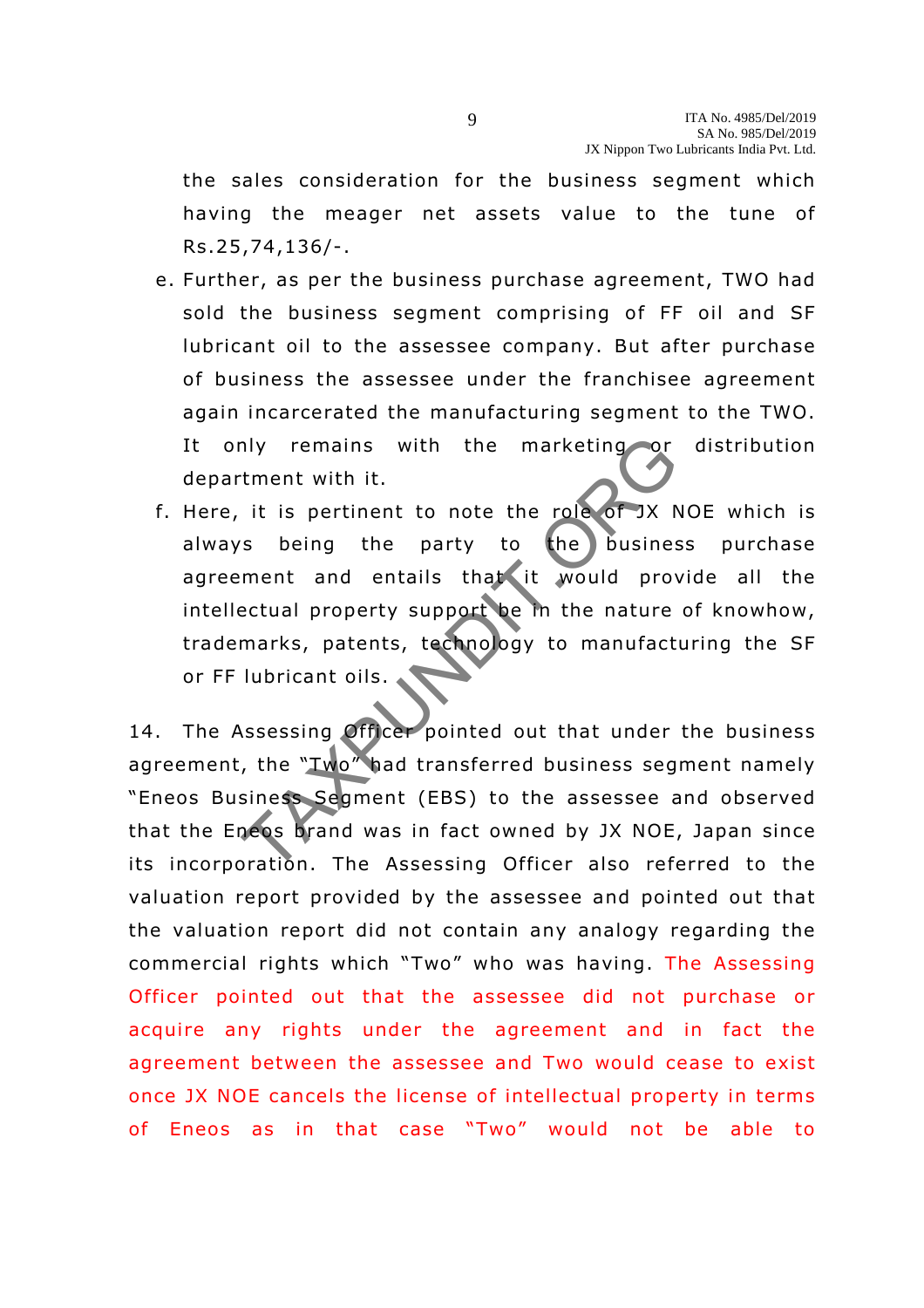the sales consideration for the business segment which having the meager net assets value to the tune of Rs.25,74,136/-.

e. Further, as per the business purchase agreement, TWO had sold the business segment comprising of FF oil and SF lubricant oil to the assessee company. But after purchase of business the assessee under the franchisee agreement again incarcerated the manufacturing segment to the TWO. It only remains with the marketing or distribution department with it.

f. Here, it is pertinent to note the role of JX NOE which is always being the party to the business purchase agreement and entails that it would provide all the intellectual property support be in the nature of knowhow, trademarks, patents, technology to manufacturing the SF or FF lubricant oils.

14. The Assessing Officer pointed out that under the business agreement, the "Two" had transferred business segment namely "Eneos Business Segment (EBS) to the assessee and observed that the Eneos brand was in fact owned by JX NOE, Japan since its incorporation. The Assessing Officer also referred to the valuation report provided by the assessee and pointed out that the valuation report did not contain any analogy regarding the commercial rights which "Two" who was having. The Assessing Officer pointed out that the assessee did not purchase or acquire any rights under the agreement and in fact the agreement between the assessee and Two would cease to exist once JX NOE cancels the license of intellectual property in terms of Eneos as in that case "Two" would not be able to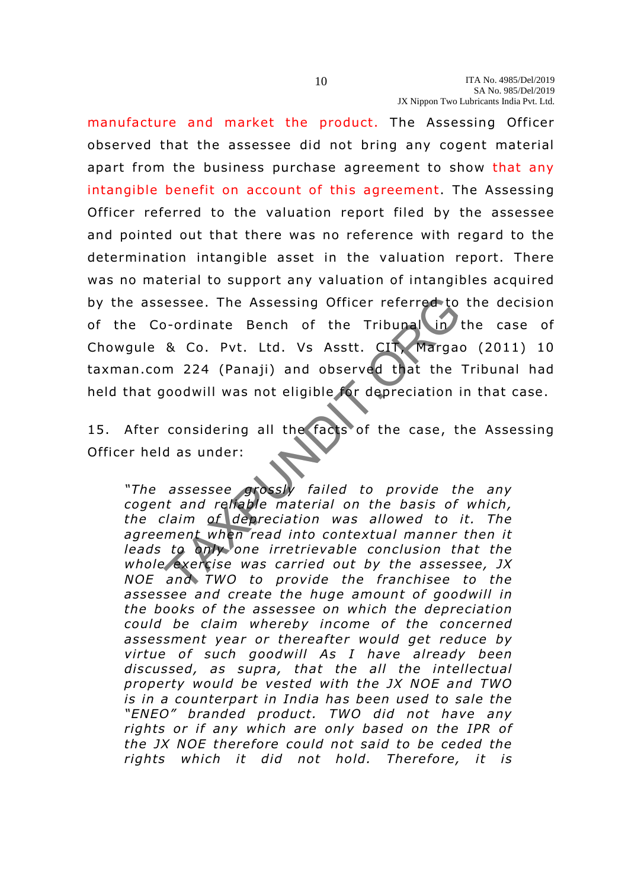manufacture and market the product. The Assessing Officer observed that the assessee did not bring any cogent material apart from the business purchase agreement to show that any intangible benefit on account of this agreement. The Assessing Officer referred to the valuation report filed by the assessee and pointed out that there was no reference with regard to the determination intangible asset in the valuation report. There was no material to support any valuation of intangibles acquired by the assessee. The Assessing Officer referred to the decision of the Co-ordinate Bench of the Tribunal in the case of Chowgule & Co. Pvt. Ltd. Vs Asstt. CIT, Margao (2011) 10 taxman.com 224 (Panaji) and observed that the Tribunal had held that goodwill was not eligible for depreciation in that case.

15. After considering all the facts of the case, the Assessing Officer held as under:

> *"The assessee grossly failed to provide the any cogent and reliable material on the basis of which, the claim of depreciation was allowed to it. The agreement when read into contextual manner then it leads to only one irretrievable conclusion that the whole exercise was carried out by the assessee, JX NOE and TWO to provide the franchisee to the assessee and create the huge amount of goodwill in the books of the assessee on which the depreciation could be claim whereby income of the concerned assessment year or thereafter would get reduce by virtue of such goodwill As I have already been discussed, as supra, that the all the intellectual property would be vested with the JX NOE and TWO is in a counterpart in India has been used to sale the "ENEO" branded product. TWO did not have any rights or if any which are only based on the IPR of the JX NOE therefore could not said to be ceded the rights which it did not hold. Therefore, it is*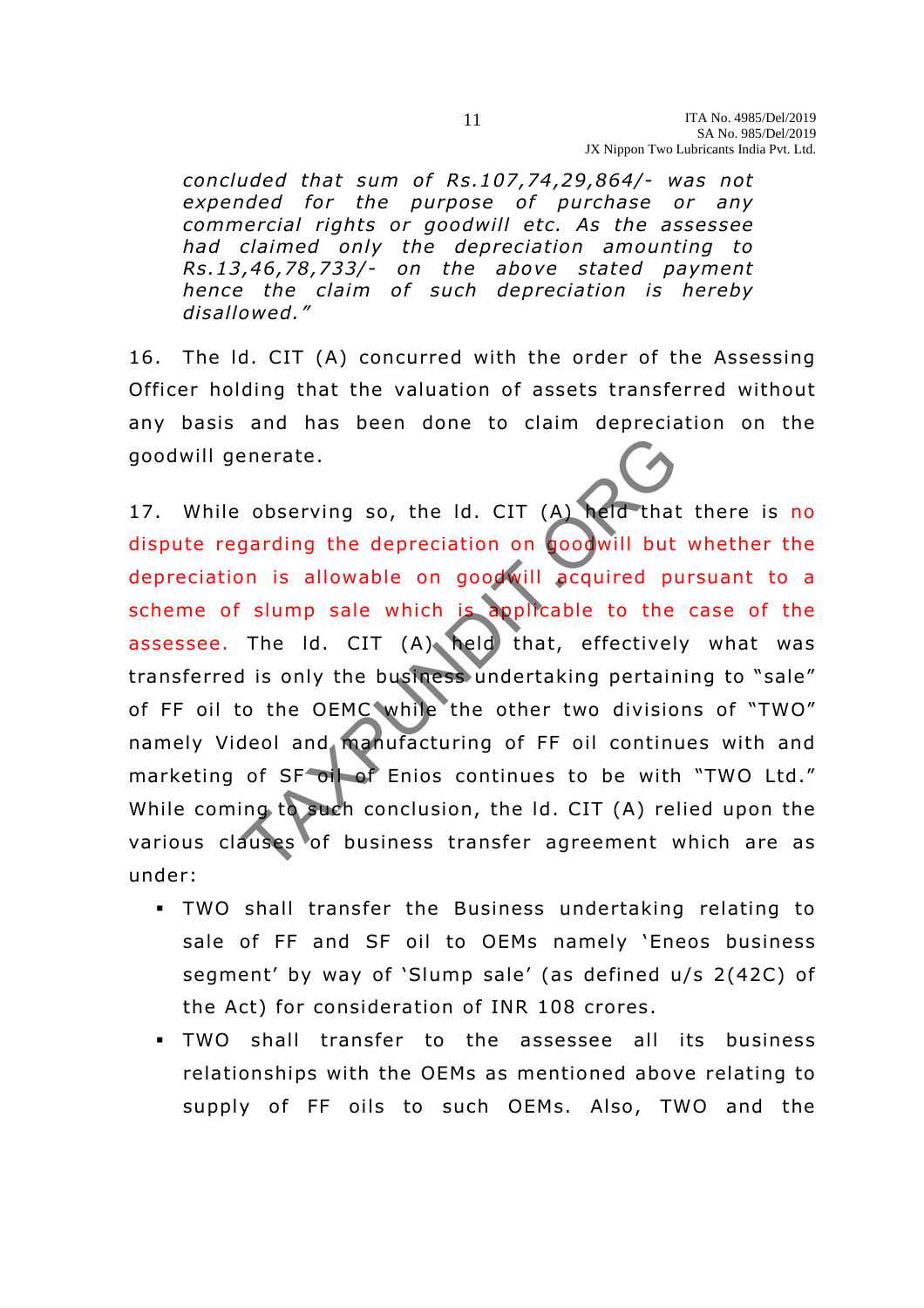*concluded that sum of Rs.107,74,29,864/- was not expended for the purpose of purchase or any commercial rights or goodwill etc. As the assessee had claimed only the depreciation amounting to Rs.13,46,78,733/- on the above stated payment hence the claim of such depreciation is hereby disallowed."*

16. The ld. CIT (A) concurred with the order of the Assessing Officer holding that the valuation of assets transferred without any basis and has been done to claim depreciation on the goodwill generate.

17. While observing so, the ld. CIT (A) held that there is no dispute regarding the depreciation on goodwill but whether the depreciation is allowable on goodwill acquired pursuant to a scheme of slump sale which is applicable to the case of the assessee. The ld. CIT (A) held that, effectively what was transferred is only the business undertaking pertaining to "sale" of FF oil to the OEMC while the other two divisions of "TWO" namely Videol and manufacturing of FF oil continues with and marketing of SF oil of Enios continues to be with "TWO Ltd." While coming to such conclusion, the ld. CIT (A) relied upon the various clauses of business transfer agreement which are as under:

- TWO shall transfer the Business undertaking relating to sale of FF and SF oil to OEMs namely 'Eneos business segment' by way of 'Slump sale' (as defined u/s 2(42C) of the Act) for consideration of INR 108 crores.
- TWO shall transfer to the assessee all its business relationships with the OEMs as mentioned above relating to supply of FF oils to such OEMs. Also, TWO and the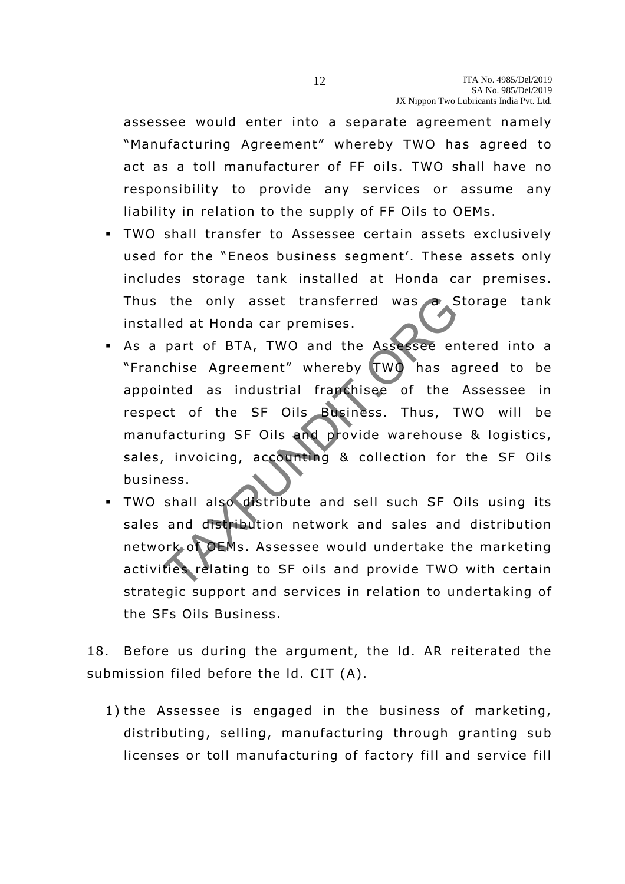assessee would enter into a separate agreement namely "Manufacturing Agreement" whereby TWO has agreed to act as a toll manufacturer of FF oils. TWO shall have no responsibility to provide any services or assume any liability in relation to the supply of FF Oils to OEMs.

- TWO shall transfer to Assessee certain assets exclusively used for the "Eneos business segment'. These assets only includes storage tank installed at Honda car premises. Thus the only asset transferred was a Storage tank installed at Honda car premises.
- As a part of BTA, TWO and the Assessee entered into a "Franchise Agreement" whereby TWO has agreed to be appointed as industrial franchisee of the Assessee in respect of the SF Oils Business. Thus, TWO will be manufacturing SF Oils and provide warehouse & logistics, sales, invoicing, accounting & collection for the SF Oils business.
- TWO shall also distribute and sell such SF Oils using its sales and distribution network and sales and distribution network of OEMs. Assessee would undertake the marketing activities relating to SF oils and provide TWO with certain strategic support and services in relation to undertaking of the SFs Oils Business.

18. Before us during the argument, the ld. AR reiterated the submission filed before the ld. CIT (A).

1) the Assessee is engaged in the business of marketing, distributing, selling, manufacturing through granting sub licenses or toll manufacturing of factory fill and service fill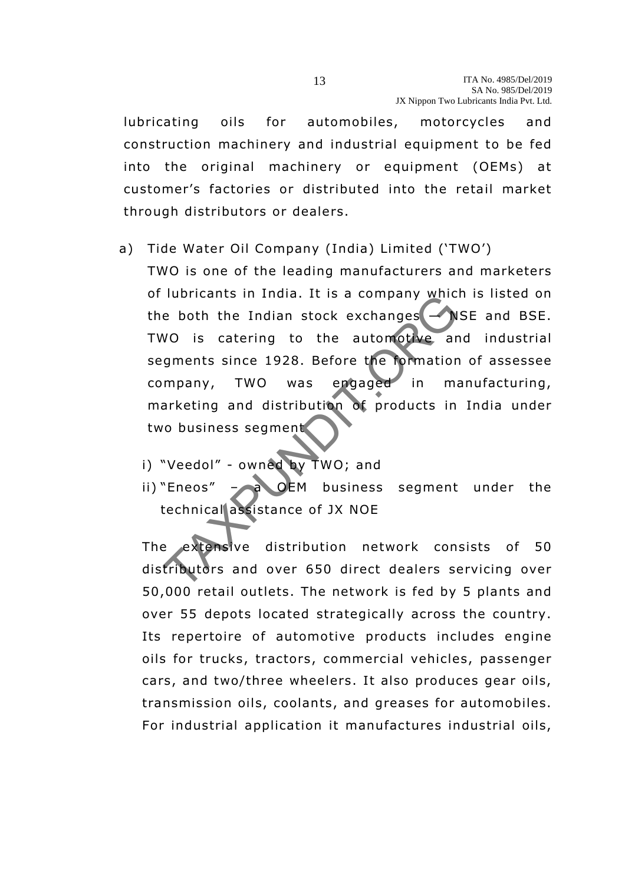lubricating oils for automobiles, motorcycles and construction machinery and industrial equipment to be fed into the original machinery or equipment (OEMs) at customer's factories or distributed into the retail market through distributors or dealers.

a) Tide Water Oil Company (India) Limited ('TWO')

   TWO is one of the leading manufacturers and marketers of lubricants in India. It is a company which is listed on the both the Indian stock exchanges – NSE and BSE. TWO is catering to the automotive and industrial segments since 1928. Before the formation of assessee company, TWO was engaged in manufacturing, marketing and distribution of products in India under two business segment

   i) "Veedol" - owned by TWO; and
   ii) "Eneos" – a OEM business segment under the technical assistance of JX NOE

   The extensive distribution network consists of 50 distributors and over 650 direct dealers servicing over 50,000 retail outlets. The network is fed by 5 plants and over 55 depots located strategically across the country. Its repertoire of automotive products includes engine oils for trucks, tractors, commercial vehicles, passenger cars, and two/three wheelers. It also produces gear oils, transmission oils, coolants, and greases for automobiles. For industrial application it manufactures industrial oils,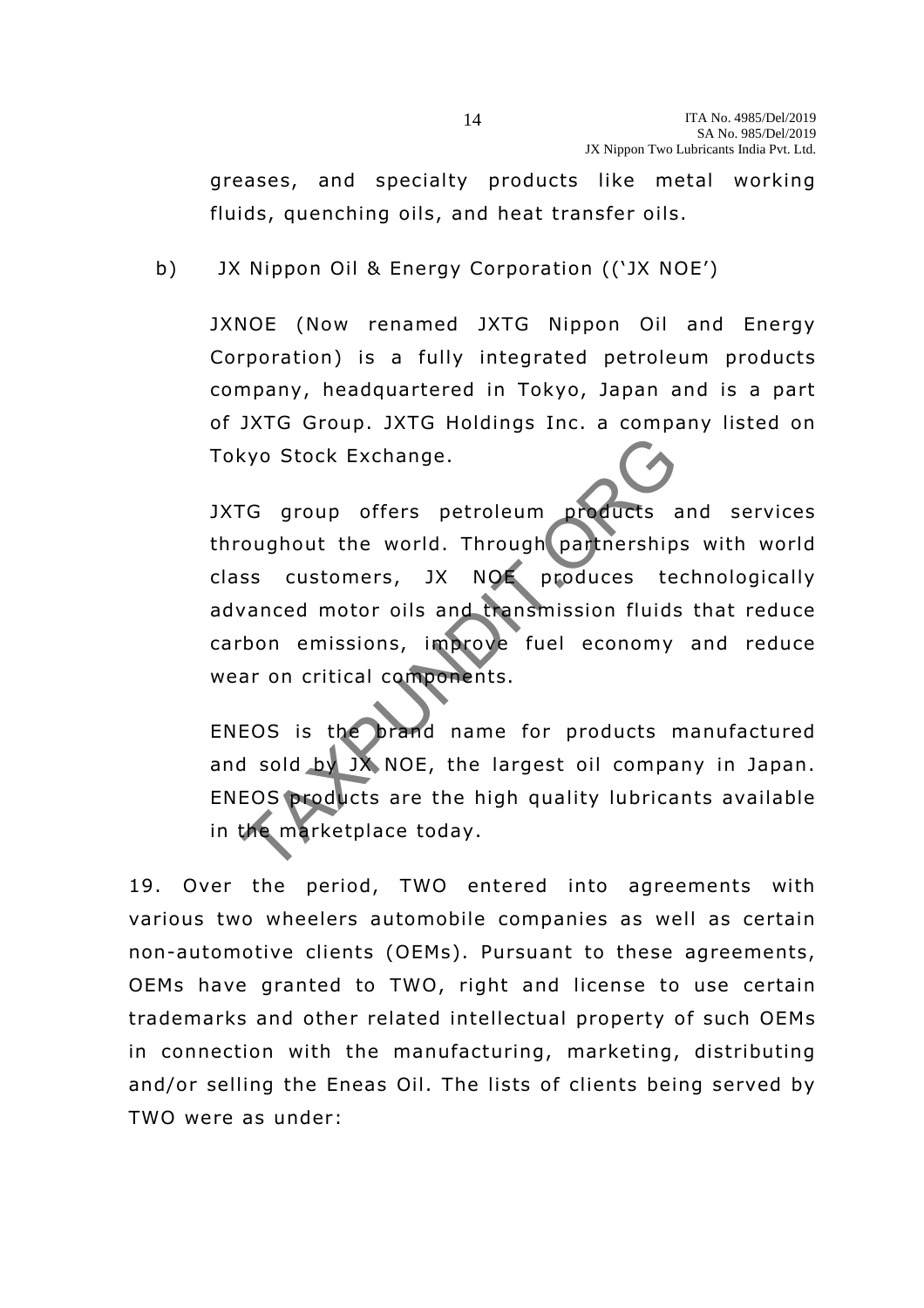greases, and specialty products like metal working fluids, quenching oils, and heat transfer oils.

b) JX Nippon Oil & Energy Corporation ((‘JX NOE’)

JXNOE (Now renamed JXTG Nippon Oil and Energy Corporation) is a fully integrated petroleum products company, headquartered in Tokyo, Japan and is a part of JXTG Group. JXTG Holdings Inc. a company listed on Tokyo Stock Exchange.

JXTG group offers petroleum products and services throughout the world. Through partnerships with world class customers, JX NOE produces technologically advanced motor oils and transmission fluids that reduce carbon emissions, improve fuel economy and reduce wear on critical components.

ENEOS is the brand name for products manufactured and sold by JX NOE, the largest oil company in Japan. ENEOS products are the high quality lubricants available in the marketplace today.

19. Over the period, TWO entered into agreements with various two wheelers automobile companies as well as certain non-automotive clients (OEMs). Pursuant to these agreements, OEMs have granted to TWO, right and license to use certain trademarks and other related intellectual property of such OEMs in connection with the manufacturing, marketing, distributing and/or selling the Eneas Oil. The lists of clients being served by TWO were as under: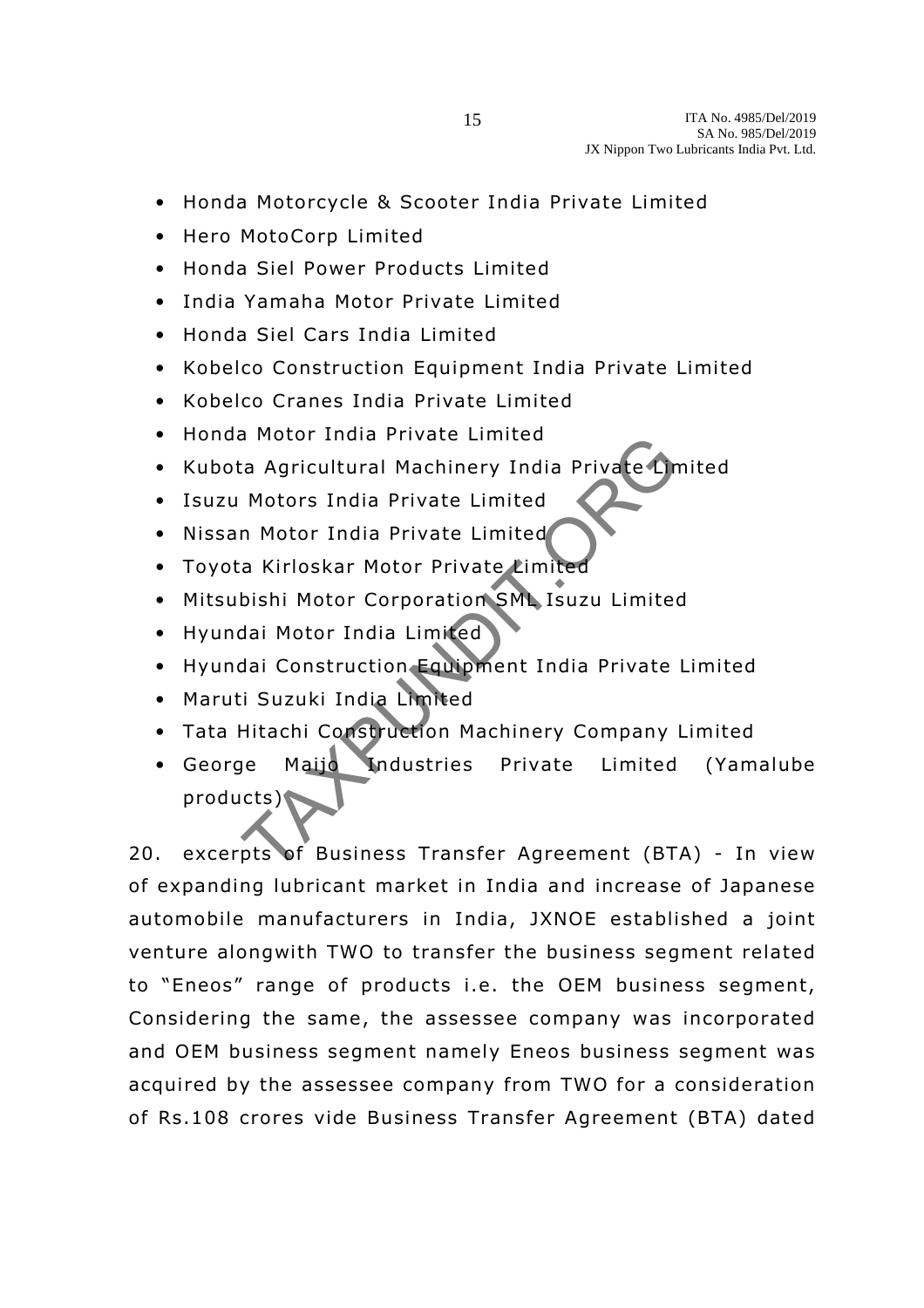- Honda Motorcycle & Scooter India Private Limited
- Hero MotoCorp Limited
- Honda Siel Power Products Limited
- India Yamaha Motor Private Limited
- Honda Siel Cars India Limited
- Kobelco Construction Equipment India Private Limited
- Kobelco Cranes India Private Limited
- Honda Motor India Private Limited
- Kubota Agricultural Machinery India Private Limited
- Isuzu Motors India Private Limited
- Nissan Motor India Private Limited
- Toyota Kirloskar Motor Private Limited
- Mitsubishi Motor Corporation SML Isuzu Limited
- Hyundai Motor India Limited
- Hyundai Construction Equipment India Private Limited
- Maruti Suzuki India Limited
- Tata Hitachi Construction Machinery Company Limited
- George Maijo Industries Private Limited (Yamalube products)

20. excerpts of Business Transfer Agreement (BTA) - In view of expanding lubricant market in India and increase of Japanese automobile manufacturers in India, JXNOE established a joint venture alongwith TWO to transfer the business segment related to "Eneos" range of products i.e. the OEM business segment, Considering the same, the assessee company was incorporated and OEM business segment namely Eneos business segment was acquired by the assessee company from TWO for a consideration of Rs.108 crores vide Business Transfer Agreement (BTA) dated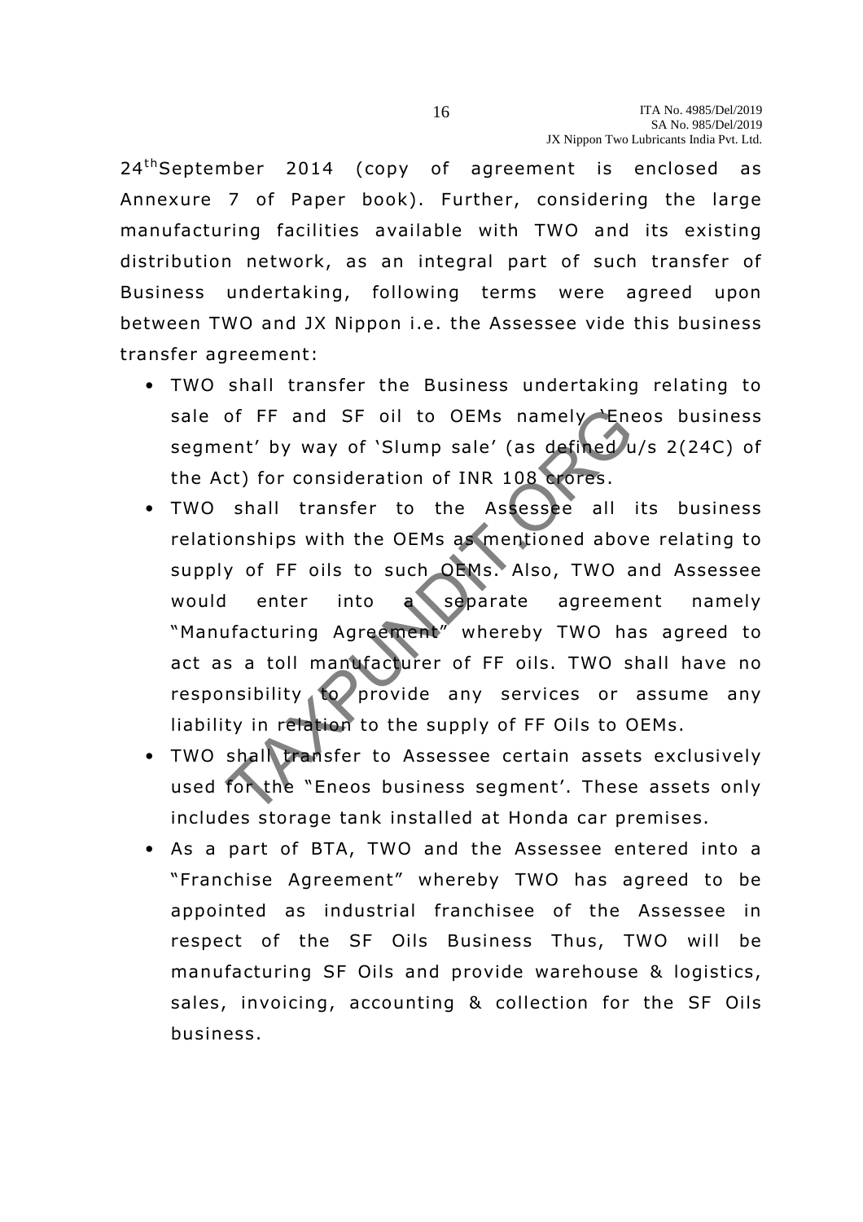24[th] September 2014 (copy of agreement is enclosed as Annexure 7 of Paper book). Further, considering the large manufacturing facilities available with TWO and its existing distribution network, as an integral part of such transfer of Business undertaking, following terms were agreed upon between TWO and JX Nippon i.e. the Assessee vide this business transfer agreement:

- TWO shall transfer the Business undertaking relating to sale of FF and SF oil to OEMs namely 'Eneos business segment' by way of 'Slump sale' (as defined u/s 2(24C) of the Act) for consideration of INR 108 crores.
- TWO shall transfer to the Assessee all its business relationships with the OEMs as mentioned above relating to supply of FF oils to such OEMs. Also, TWO and Assessee would enter into a separate agreement namely "Manufacturing Agreement" whereby TWO has agreed to act as a toll manufacturer of FF oils. TWO shall have no responsibility to provide any services or assume any liability in relation to the supply of FF Oils to OEMs.
- TWO shall transfer to Assessee certain assets exclusively used for the "Eneos business segment'. These assets only includes storage tank installed at Honda car premises.
- As a part of BTA, TWO and the Assessee entered into a "Franchise Agreement" whereby TWO has agreed to be appointed as industrial franchisee of the Assessee in respect of the SF Oils Business Thus, TWO will be manufacturing SF Oils and provide warehouse & logistics, sales, invoicing, accounting & collection for the SF Oils business.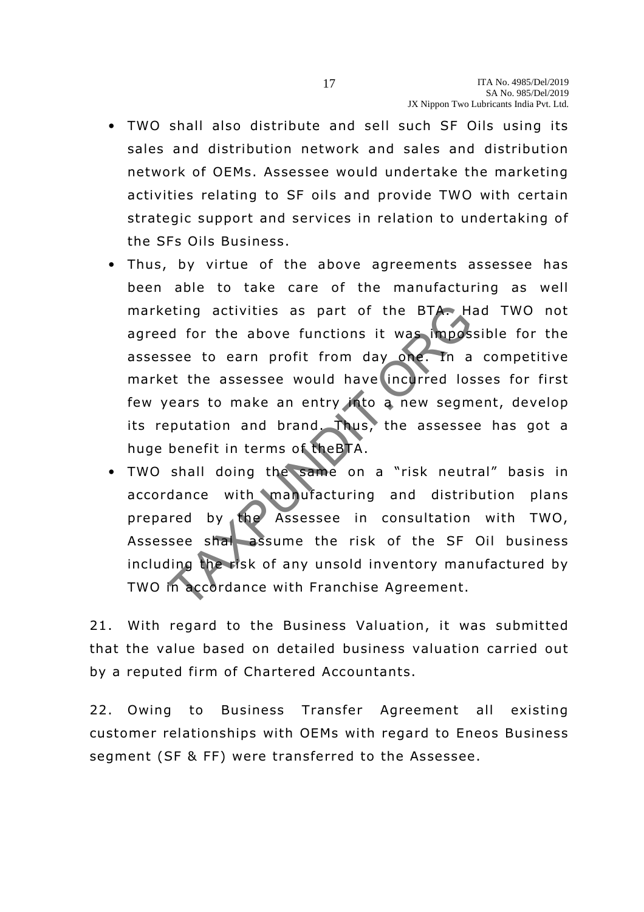- TWO shall also distribute and sell such SF Oils using its sales and distribution network and sales and distribution network of OEMs. Assessee would undertake the marketing activities relating to SF oils and provide TWO with certain strategic support and services in relation to undertaking of the SFs Oils Business.
- Thus, by virtue of the above agreements assessee has been able to take care of the manufacturing as well marketing activities as part of the BTA. Had TWO not agreed for the above functions it was impossible for the assessee to earn profit from day one. In a competitive market the assessee would have incurred losses for first few years to make an entry into a new segment, develop its reputation and brand. Thus, the assessee has got a huge benefit in terms of theBTA.
- TWO shall doing the same on a "risk neutral" basis in accordance with manufacturing and distribution plans prepared by the Assessee in consultation with TWO, Assessee shall assume the risk of the SF Oil business including the risk of any unsold inventory manufactured by TWO in accordance with Franchise Agreement.

21. With regard to the Business Valuation, it was submitted that the value based on detailed business valuation carried out by a reputed firm of Chartered Accountants.

22. Owing to Business Transfer Agreement all existing customer relationships with OEMs with regard to Eneos Business segment (SF & FF) were transferred to the Assessee.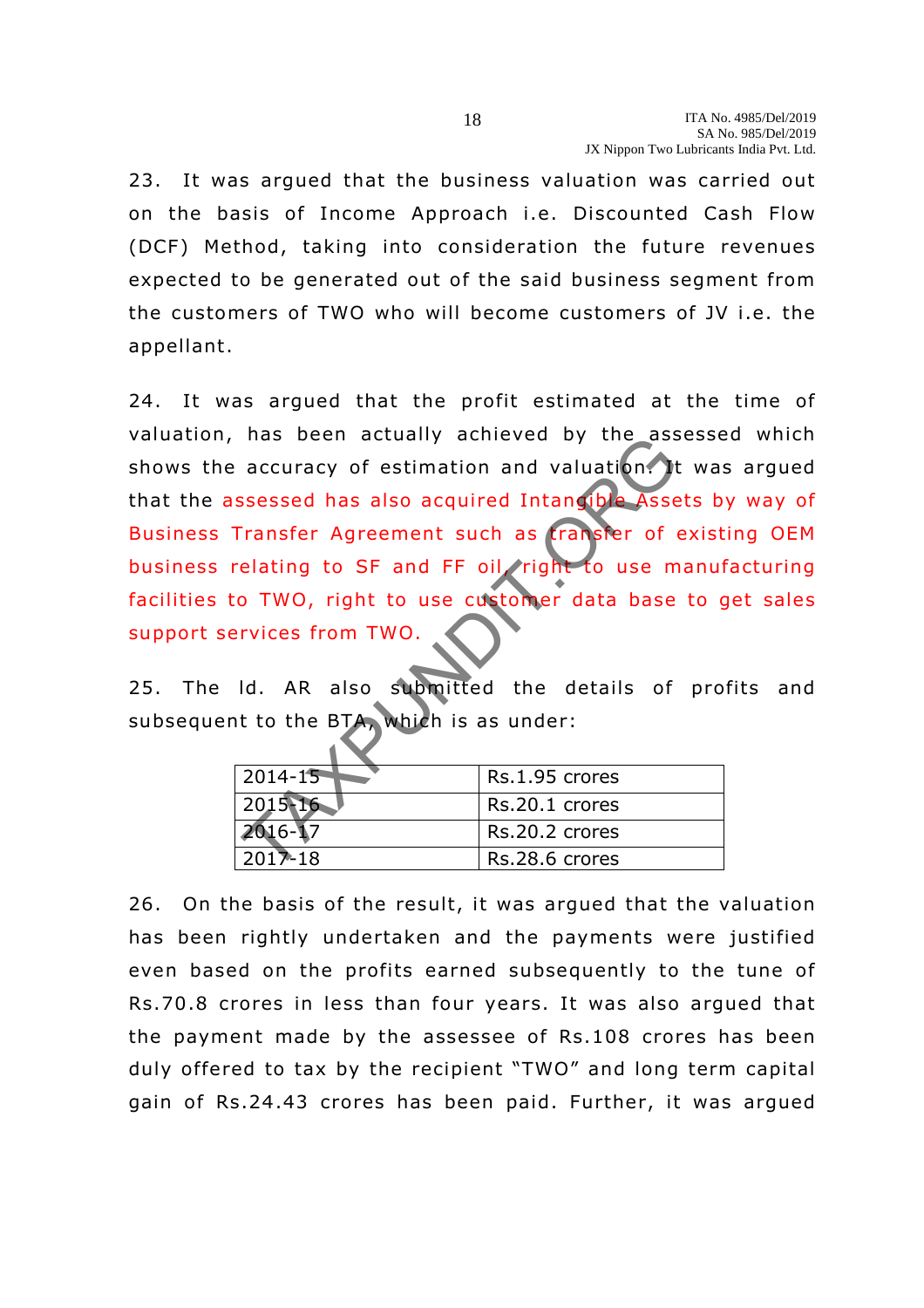23. It was argued that the business valuation was carried out on the basis of Income Approach i.e. Discounted Cash Flow (DCF) Method, taking into consideration the future revenues expected to be generated out of the said business segment from the customers of TWO who will become customers of JV i.e. the appellant.

24. It was argued that the profit estimated at the time of valuation, has been actually achieved by the assessed which shows the accuracy of estimation and valuation. It was argued that the assessed has also acquired Intangible Assets by way of Business Transfer Agreement such as transfer of existing OEM business relating to SF and FF oil, right to use manufacturing facilities to TWO, right to use customer data base to get sales support services from TWO.

25. The ld. AR also submitted the details of profits and subsequent to the BTA, which is as under:

| | |
|---|---|
| 2014-15 | Rs.1.95 crores |
| 2015-16 | Rs.20.1 crores |
| 2016-17 | Rs.20.2 crores |
| 2017-18 | Rs.28.6 crores |

26. On the basis of the result, it was argued that the valuation has been rightly undertaken and the payments were justified even based on the profits earned subsequently to the tune of Rs.70.8 crores in less than four years. It was also argued that the payment made by the assessee of Rs.108 crores has been duly offered to tax by the recipient "TWO" and long term capital gain of Rs.24.43 crores has been paid. Further, it was argued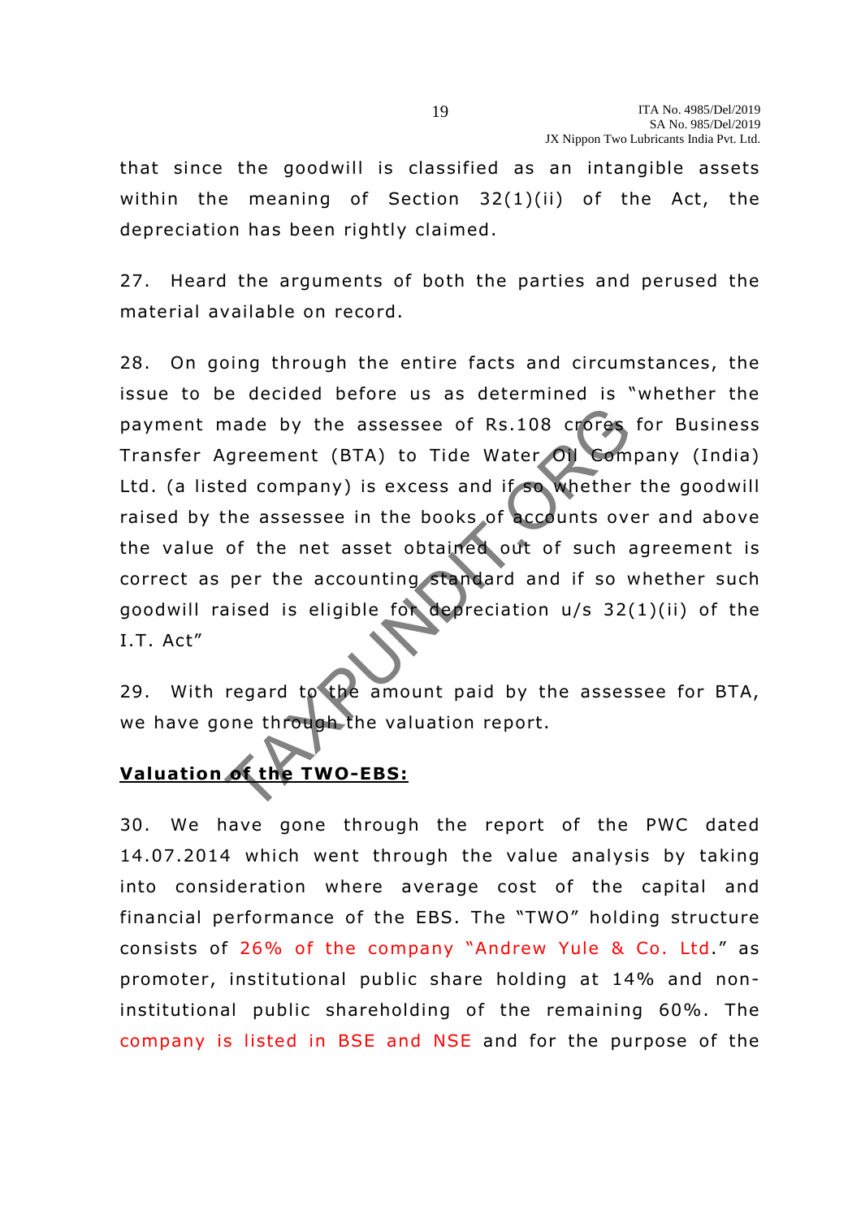that since the goodwill is classified as an intangible assets within the meaning of Section 32(1)(ii) of the Act, the depreciation has been rightly claimed.

27. Heard the arguments of both the parties and perused the material available on record.

28. On going through the entire facts and circumstances, the issue to be decided before us as determined is "whether the payment made by the assessee of Rs.108 crores for Business Transfer Agreement (BTA) to Tide Water Oil Company (India) Ltd. (a listed company) is excess and if so whether the goodwill raised by the assessee in the books of accounts over and above the value of the net asset obtained out of such agreement is correct as per the accounting standard and if so whether such goodwill raised is eligible for depreciation u/s 32(1)(ii) of the I.T. Act"

29. With regard to the amount paid by the assessee for BTA, we have gone through the valuation report.

**Valuation of the TWO-EBS:**

30. We have gone through the report of the PWC dated 14.07.2014 which went through the value analysis by taking into consideration where average cost of the capital and financial performance of the EBS. The "TWO" holding structure consists of 26% of the company "Andrew Yule & Co. Ltd." as promoter, institutional public share holding at 14% and non-institutional public shareholding of the remaining 60%. The company is listed in BSE and NSE and for the purpose of the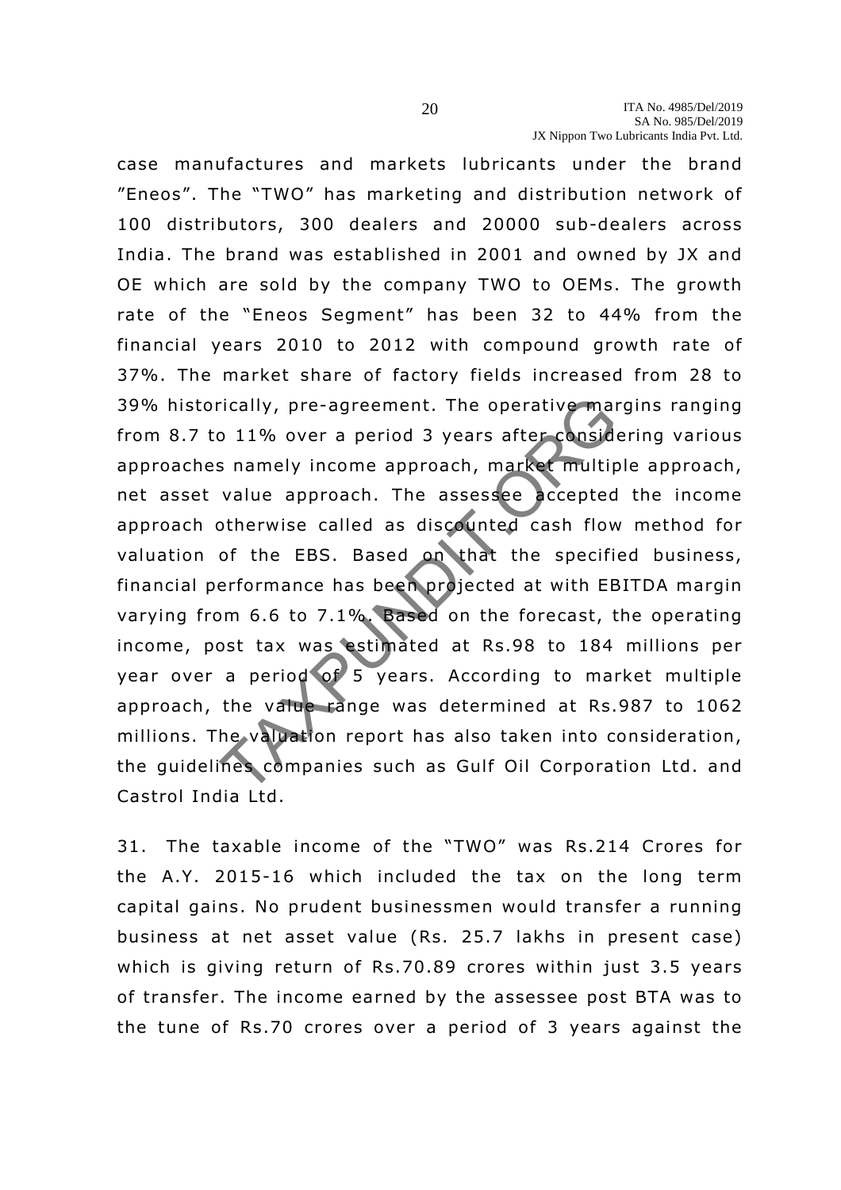case manufactures and markets lubricants under the brand ”Eneos”. The “TWO” has marketing and distribution network of 100 distributors, 300 dealers and 20000 sub-dealers across India. The brand was established in 2001 and owned by JX and OE which are sold by the company TWO to OEMs. The growth rate of the “Eneos Segment” has been 32 to 44% from the financial years 2010 to 2012 with compound growth rate of 37%. The market share of factory fields increased from 28 to 39% historically, pre-agreement. The operative margins ranging from 8.7 to 11% over a period 3 years after considering various approaches namely income approach, market multiple approach, net asset value approach. The assessee accepted the income approach otherwise called as discounted cash flow method for valuation of the EBS. Based on that the specified business, financial performance has been projected at with EBITDA margin varying from 6.6 to 7.1%. Based on the forecast, the operating income, post tax was estimated at Rs.98 to 184 millions per year over a period of 5 years. According to market multiple approach, the value range was determined at Rs.987 to 1062 millions. The valuation report has also taken into consideration, the guidelines companies such as Gulf Oil Corporation Ltd. and Castrol India Ltd.

31. The taxable income of the “TWO” was Rs.214 Crores for the A.Y. 2015-16 which included the tax on the long term capital gains. No prudent businessmen would transfer a running business at net asset value (Rs. 25.7 lakhs in present case) which is giving return of Rs.70.89 crores within just 3.5 years of transfer. The income earned by the assessee post BTA was to the tune of Rs.70 crores over a period of 3 years against the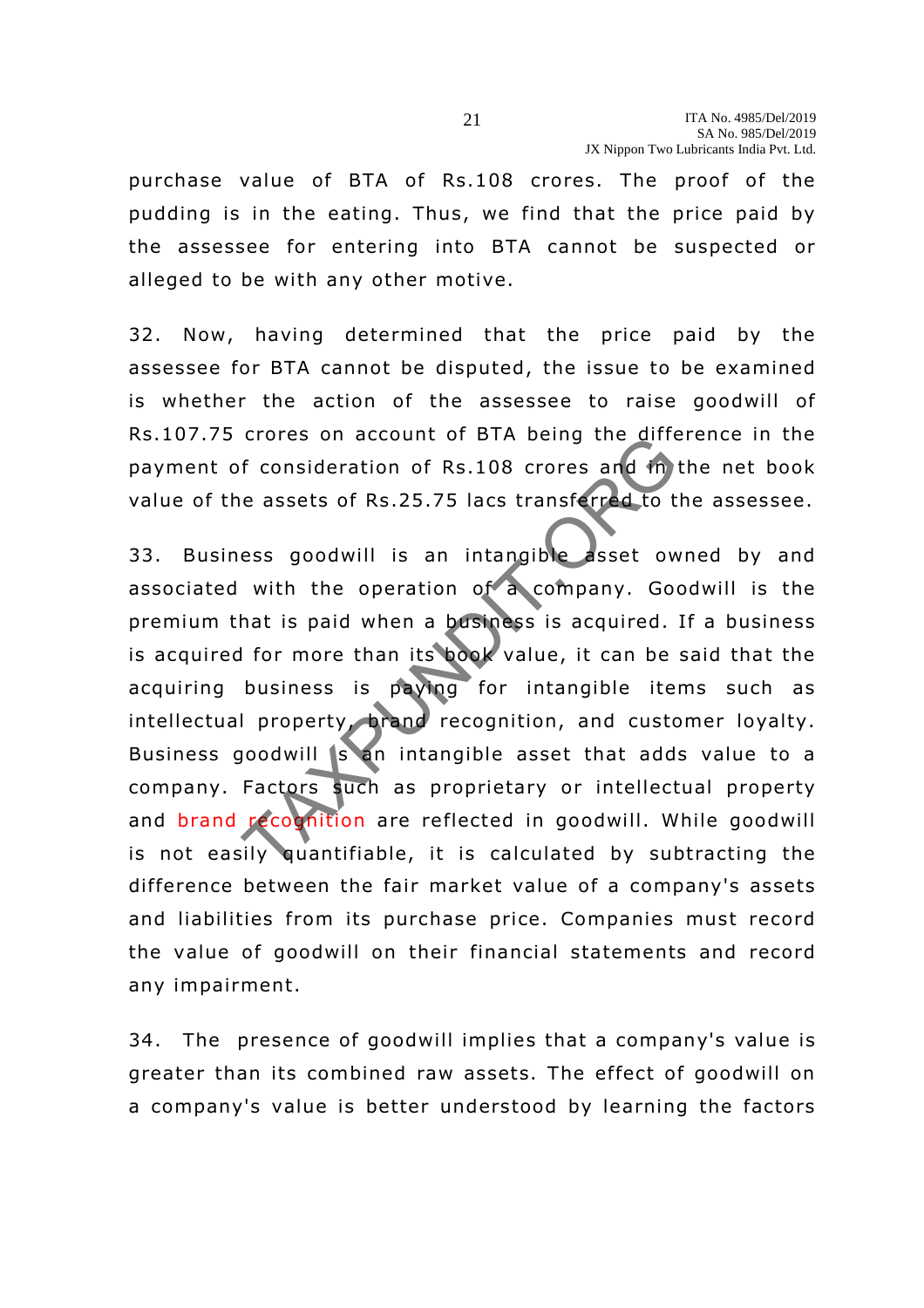purchase value of BTA of Rs.108 crores. The proof of the pudding is in the eating. Thus, we find that the price paid by the assessee for entering into BTA cannot be suspected or alleged to be with any other motive.

32. Now, having determined that the price paid by the assessee for BTA cannot be disputed, the issue to be examined is whether the action of the assessee to raise goodwill of Rs.107.75 crores on account of BTA being the difference in the payment of consideration of Rs.108 crores and in the net book value of the assets of Rs.25.75 lacs transferred to the assessee.

33. Business goodwill is an intangible asset owned by and associated with the operation of a company. Goodwill is the premium that is paid when a business is acquired. If a business is acquired for more than its book value, it can be said that the acquiring business is paying for intangible items such as intellectual property, brand recognition, and customer loyalty. Business goodwill is an intangible asset that adds value to a company. Factors such as proprietary or intellectual property and brand recognition are reflected in goodwill. While goodwill is not easily quantifiable, it is calculated by subtracting the difference between the fair market value of a company's assets and liabilities from its purchase price. Companies must record the value of goodwill on their financial statements and record any impairment.

34. The presence of goodwill implies that a company's value is greater than its combined raw assets. The effect of goodwill on a company's value is better understood by learning the factors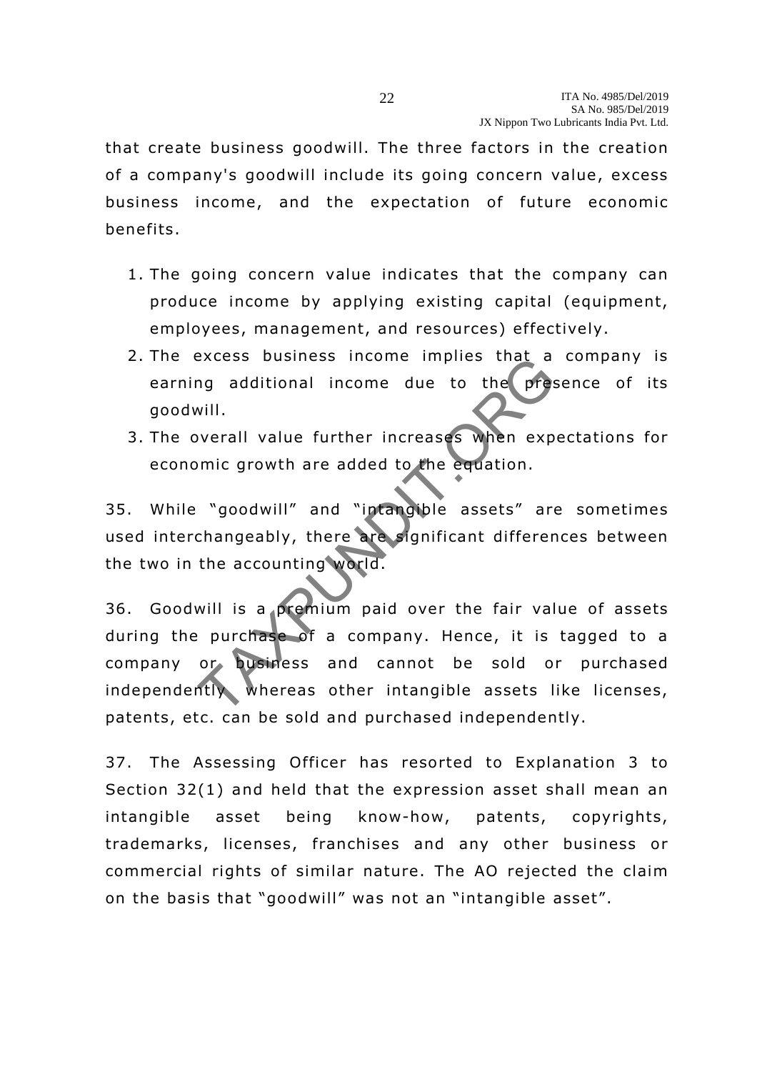that create business goodwill. The three factors in the creation of a company's goodwill include its going concern value, excess business income, and the expectation of future economic benefits.

1. The going concern value indicates that the company can produce income by applying existing capital (equipment, employees, management, and resources) effectively.
2. The excess business income implies that a company is earning additional income due to the presence of its goodwill.
3. The overall value further increases when expectations for economic growth are added to the equation.

35. While "goodwill" and "intangible assets" are sometimes used interchangeably, there are significant differences between the two in the accounting world.

36. Goodwill is a premium paid over the fair value of assets during the purchase of a company. Hence, it is tagged to a company or business and cannot be sold or purchased independently, whereas other intangible assets like licenses, patents, etc. can be sold and purchased independently.

37. The Assessing Officer has resorted to Explanation 3 to Section 32(1) and held that the expression asset shall mean an intangible asset being know-how, patents, copyrights, trademarks, licenses, franchises and any other business or commercial rights of similar nature. The AO rejected the claim on the basis that "goodwill" was not an "intangible asset".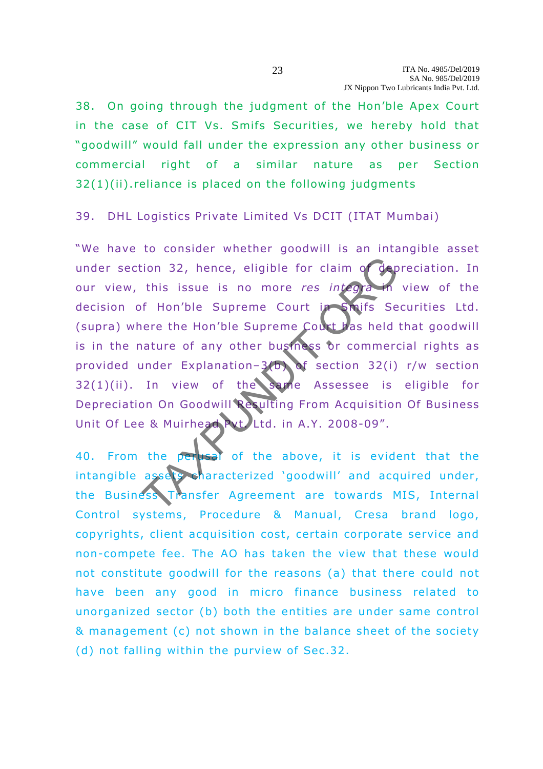38. On going through the judgment of the Hon'ble Apex Court in the case of CIT Vs. Smifs Securities, we hereby hold that "goodwill" would fall under the expression any other business or commercial right of a similar nature as per Section 32(1)(ii).reliance is placed on the following judgments

39. DHL Logistics Private Limited Vs DCIT (ITAT Mumbai)

"We have to consider whether goodwill is an intangible asset under section 32, hence, eligible for claim of depreciation. In our view, this issue is no more *res integra* in view of the decision of Hon'ble Supreme Court in Smifs Securities Ltd. (supra) where the Hon'ble Supreme Court has held that goodwill is in the nature of any other business or commercial rights as provided under Explanation–3(b) of section 32(i) r/w section 32(1)(ii). In view of the same Assessee is eligible for Depreciation On Goodwill Resulting From Acquisition Of Business Unit Of Lee & Muirhead Pvt. Ltd. in A.Y. 2008-09".

40. From the perusal of the above, it is evident that the intangible assets characterized 'goodwill' and acquired under, the Business Transfer Agreement are towards MIS, Internal Control systems, Procedure & Manual, Cresa brand logo, copyrights, client acquisition cost, certain corporate service and non-compete fee. The AO has taken the view that these would not constitute goodwill for the reasons (a) that there could not have been any good in micro finance business related to unorganized sector (b) both the entities are under same control & management (c) not shown in the balance sheet of the society (d) not falling within the purview of Sec.32.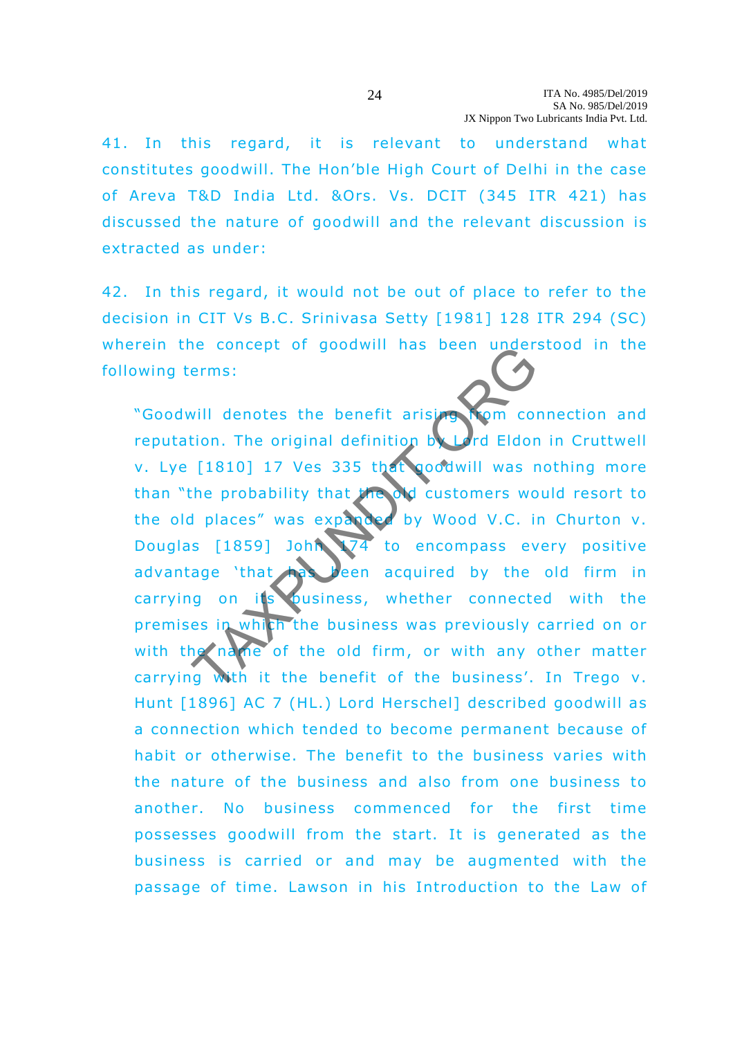41. In this regard, it is relevant to understand what constitutes goodwill. The Hon'ble High Court of Delhi in the case of Areva T&D India Ltd. &Ors. Vs. DCIT (345 ITR 421) has discussed the nature of goodwill and the relevant discussion is extracted as under:

42. In this regard, it would not be out of place to refer to the decision in CIT Vs B.C. Srinivasa Setty [1981] 128 ITR 294 (SC) wherein the concept of goodwill has been understood in the following terms:

> "Goodwill denotes the benefit arising from connection and reputation. The original definition by Lord Eldon in Cruttwell v. Lye [1810] 17 Ves 335 that goodwill was nothing more than "the probability that the old customers would resort to the old places" was expanded by Wood V.C. in Churton v. Douglas [1859] John 174 to encompass every positive advantage 'that has been acquired by the old firm in carrying on its business, whether connected with the premises in which the business was previously carried on or with the name of the old firm, or with any other matter carrying with it the benefit of the business'. In Trego v. Hunt [1896] AC 7 (HL.) Lord Herschel] described goodwill as a connection which tended to become permanent because of habit or otherwise. The benefit to the business varies with the nature of the business and also from one business to another. No business commenced for the first time possesses goodwill from the start. It is generated as the business is carried or and may be augmented with the passage of time. Lawson in his Introduction to the Law of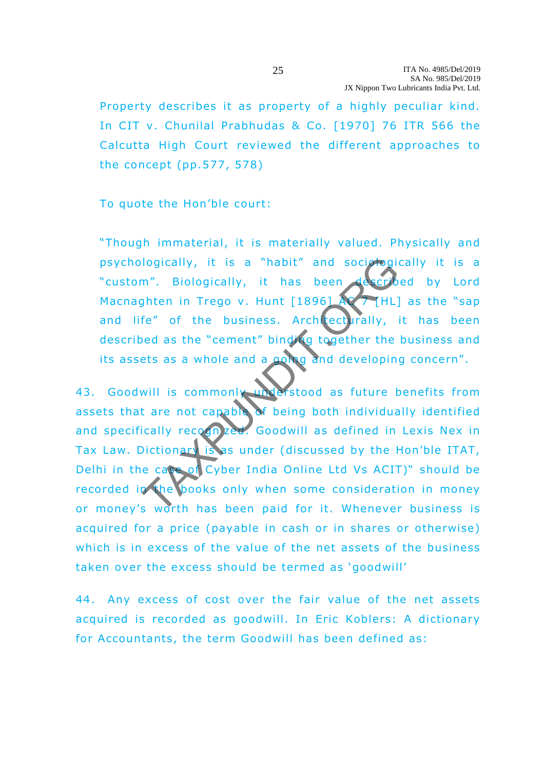Property describes it as property of a highly peculiar kind. In CIT v. Chunilal Prabhudas & Co. [1970] 76 ITR 566 the Calcutta High Court reviewed the different approaches to the concept (pp.577, 578)

To quote the Hon'ble court:

"Though immaterial, it is materially valued. Physically and psychologically, it is a "habit" and sociologically it is a "custom". Biologically, it has been described by Lord Macnaghten in Trego v. Hunt [1896] AC 7 [HL] as the "sap and life" of the business. Architecturally, it has been described as the "cement" binding together the business and its assets as a whole and a going and developing concern".

43. Goodwill is commonly understood as future benefits from assets that are not capable of being both individually identified and specifically recognized. Goodwill as defined in Lexis Nex in Tax Law. Dictionary is as under (discussed by the Hon'ble ITAT, Delhi in the case of Cyber India Online Ltd Vs ACIT)" should be recorded in the books only when some consideration in money or money's worth has been paid for it. Whenever business is acquired for a price (payable in cash or in shares or otherwise) which is in excess of the value of the net assets of the business taken over the excess should be termed as 'goodwill'

44. Any excess of cost over the fair value of the net assets acquired is recorded as goodwill. In Eric Koblers: A dictionary for Accountants, the term Goodwill has been defined as: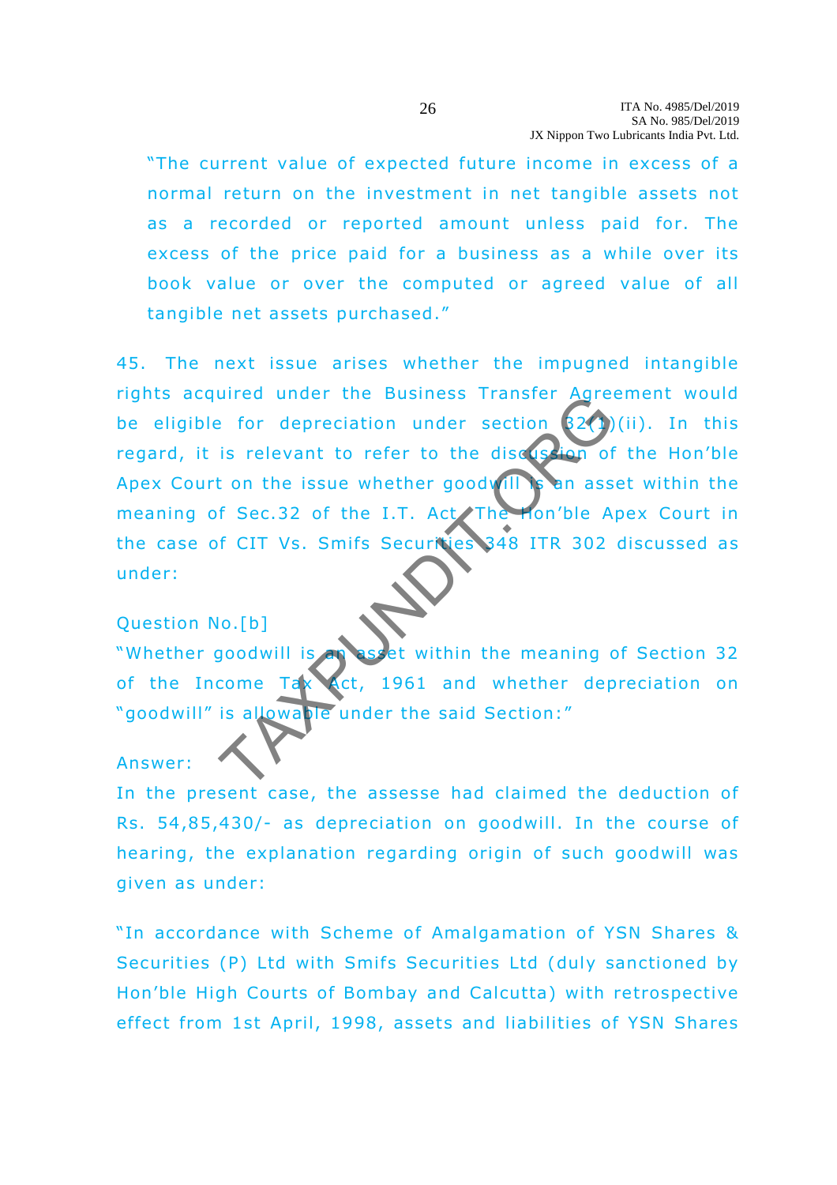"The current value of expected future income in excess of a normal return on the investment in net tangible assets not as a recorded or reported amount unless paid for. The excess of the price paid for a business as a while over its book value or over the computed or agreed value of all tangible net assets purchased."

45. The next issue arises whether the impugned intangible rights acquired under the Business Transfer Agreement would be eligible for depreciation under section 32(1)(ii). In this regard, it is relevant to refer to the discussion of the Hon'ble Apex Court on the issue whether goodwill is an asset within the meaning of Sec.32 of the I.T. Act. The Hon'ble Apex Court in the case of CIT Vs. Smifs Securities 348 ITR 302 discussed as under:

Question No.[b]

"Whether goodwill is an asset within the meaning of Section 32 of the Income Tax Act, 1961 and whether depreciation on "goodwill" is allowable under the said Section:"

Answer:

In the present case, the assesse had claimed the deduction of Rs. 54,85,430/- as depreciation on goodwill. In the course of hearing, the explanation regarding origin of such goodwill was given as under:

"In accordance with Scheme of Amalgamation of YSN Shares & Securities (P) Ltd with Smifs Securities Ltd (duly sanctioned by Hon'ble High Courts of Bombay and Calcutta) with retrospective effect from 1st April, 1998, assets and liabilities of YSN Shares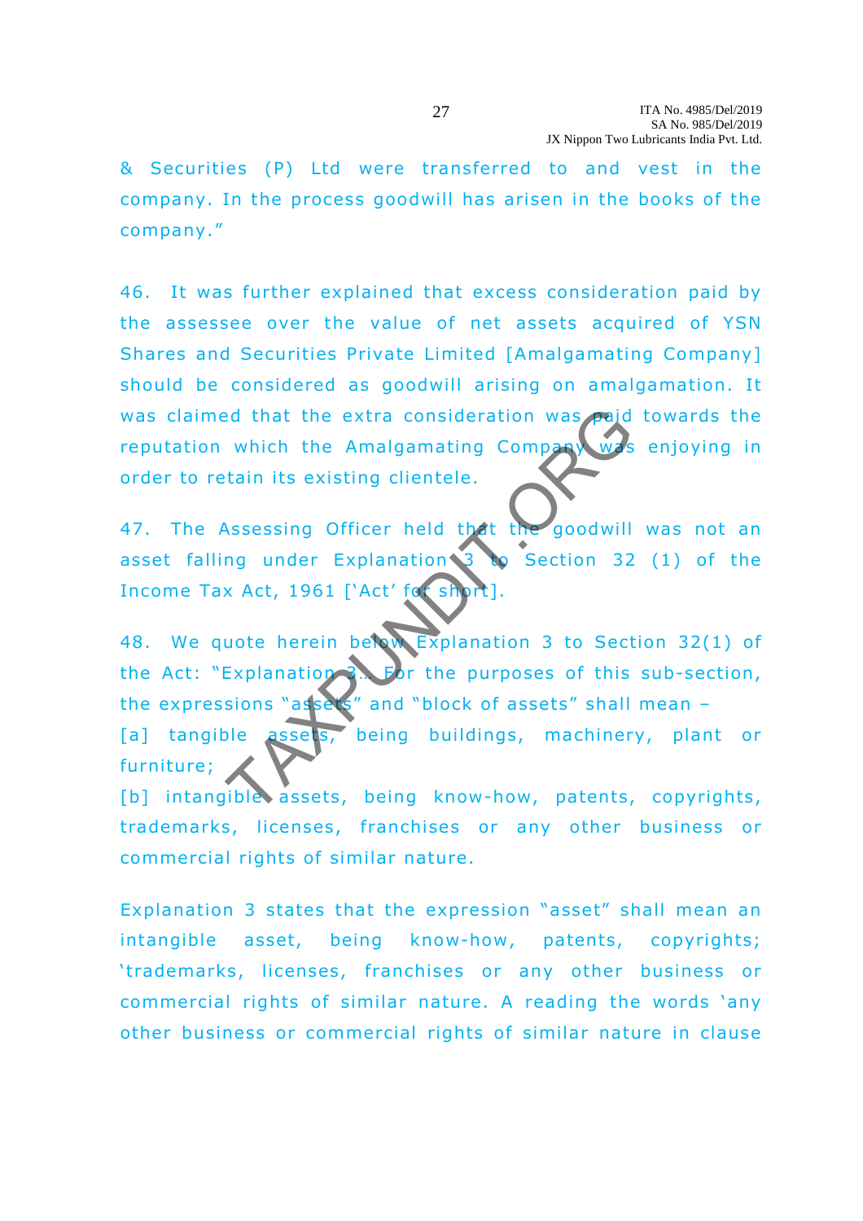& Securities (P) Ltd were transferred to and vest in the company. In the process goodwill has arisen in the books of the company."

46. It was further explained that excess consideration paid by the assessee over the value of net assets acquired of YSN Shares and Securities Private Limited [Amalgamating Company] should be considered as goodwill arising on amalgamation. It was claimed that the extra consideration was paid towards the reputation which the Amalgamating Company was enjoying in order to retain its existing clientele.

47. The Assessing Officer held that the goodwill was not an asset falling under Explanation 3 to Section 32 (1) of the Income Tax Act, 1961 ['Act' for short].

48. We quote herein below Explanation 3 to Section 32(1) of the Act: "Explanation 3.- For the purposes of this sub-section, the expressions "assets" and "block of assets" shall mean –

[a] tangible assets, being buildings, machinery, plant or furniture;

[b] intangible assets, being know-how, patents, copyrights, trademarks, licenses, franchises or any other business or commercial rights of similar nature.

Explanation 3 states that the expression "asset" shall mean an intangible asset, being know-how, patents, copyrights; 'trademarks, licenses, franchises or any other business or commercial rights of similar nature. A reading the words 'any other business or commercial rights of similar nature in clause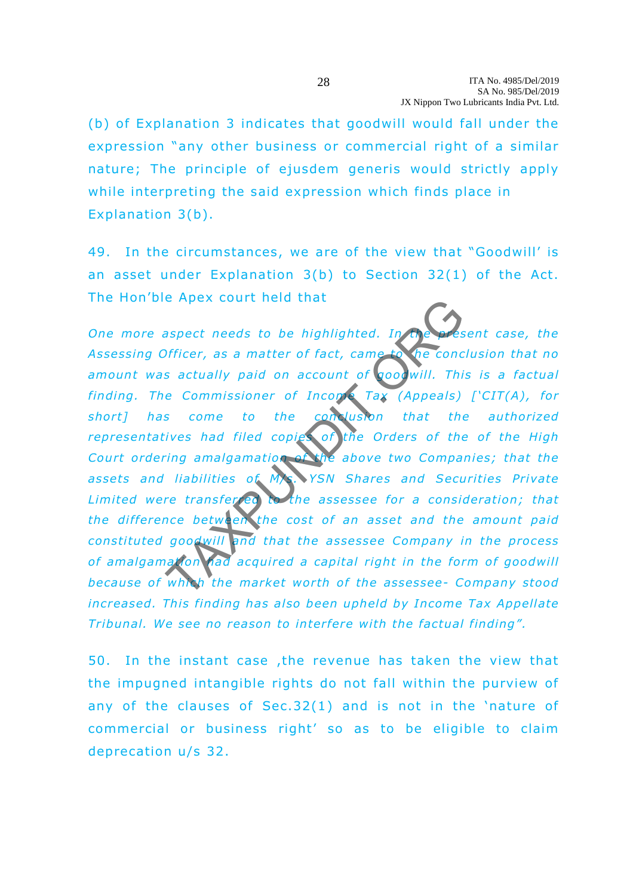(b) of Explanation 3 indicates that goodwill would fall under the expression "any other business or commercial right of a similar nature; The principle of ejusdem generis would strictly apply while interpreting the said expression which finds place in Explanation 3(b).

49. In the circumstances, we are of the view that "Goodwill' is an asset under Explanation 3(b) to Section 32(1) of the Act. The Hon'ble Apex court held that

*One more aspect needs to be highlighted. In the present case, the Assessing Officer, as a matter of fact, came to the conclusion that no amount was actually paid on account of goodwill. This is a factual finding. The Commissioner of Income Tax (Appeals) ['CIT(A), for short] has come to the conclusion that the authorized representatives had filed copies of the Orders of the of the High Court ordering amalgamation of the above two Companies; that the assets and liabilities of M/s. YSN Shares and Securities Private Limited were transferred to the assessee for a consideration; that the difference between the cost of an asset and the amount paid constituted goodwill and that the assessee Company in the process of amalgamation had acquired a capital right in the form of goodwill because of which the market worth of the assessee- Company stood increased. This finding has also been upheld by Income Tax Appellate Tribunal. We see no reason to interfere with the factual finding".*

50. In the instant case ,the revenue has taken the view that the impugned intangible rights do not fall within the purview of any of the clauses of Sec.32(1) and is not in the 'nature of commercial or business right' so as to be eligible to claim deprecation u/s 32.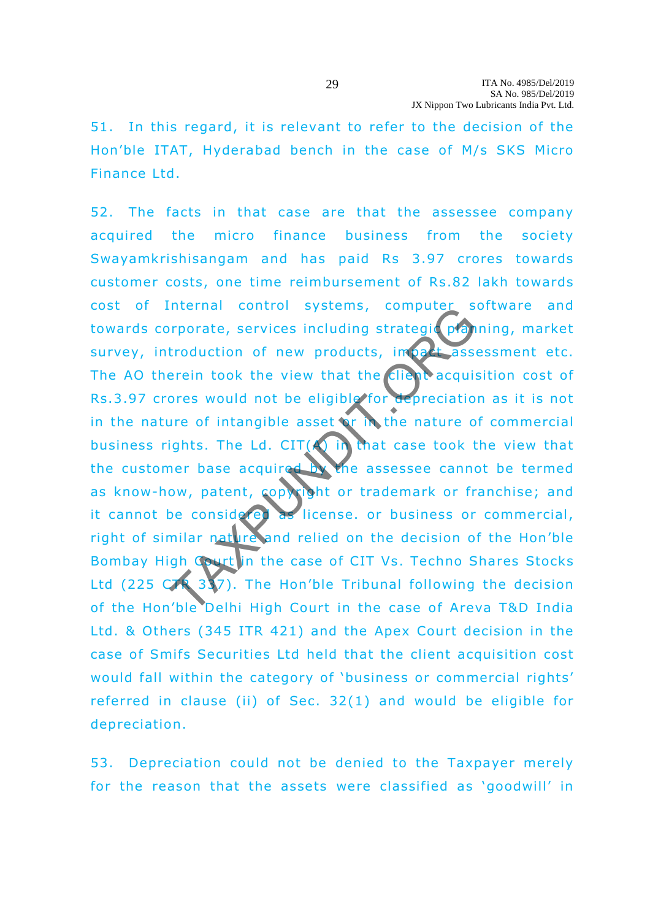51. In this regard, it is relevant to refer to the decision of the Hon'ble ITAT, Hyderabad bench in the case of M/s SKS Micro Finance Ltd.

52. The facts in that case are that the assessee company acquired the micro finance business from the society Swayamkrishisangam and has paid Rs 3.97 crores towards customer costs, one time reimbursement of Rs.82 lakh towards cost of Internal control systems, computer software and towards corporate, services including strategic planning, market survey, introduction of new products, impact assessment etc. The AO therein took the view that the client acquisition cost of Rs.3.97 crores would not be eligible for depreciation as it is not in the nature of intangible asset or in the nature of commercial business rights. The Ld. CIT(A) in that case took the view that the customer base acquired by the assessee cannot be termed as know-how, patent, copyright or trademark or franchise; and it cannot be considered as license. or business or commercial, right of similar nature and relied on the decision of the Hon'ble Bombay High Court in the case of CIT Vs. Techno Shares Stocks Ltd (225 CTR 337). The Hon'ble Tribunal following the decision of the Hon'ble Delhi High Court in the case of Areva T&D India Ltd. & Others (345 ITR 421) and the Apex Court decision in the case of Smifs Securities Ltd held that the client acquisition cost would fall within the category of 'business or commercial rights' referred in clause (ii) of Sec. 32(1) and would be eligible for depreciation.

53. Depreciation could not be denied to the Taxpayer merely for the reason that the assets were classified as 'goodwill' in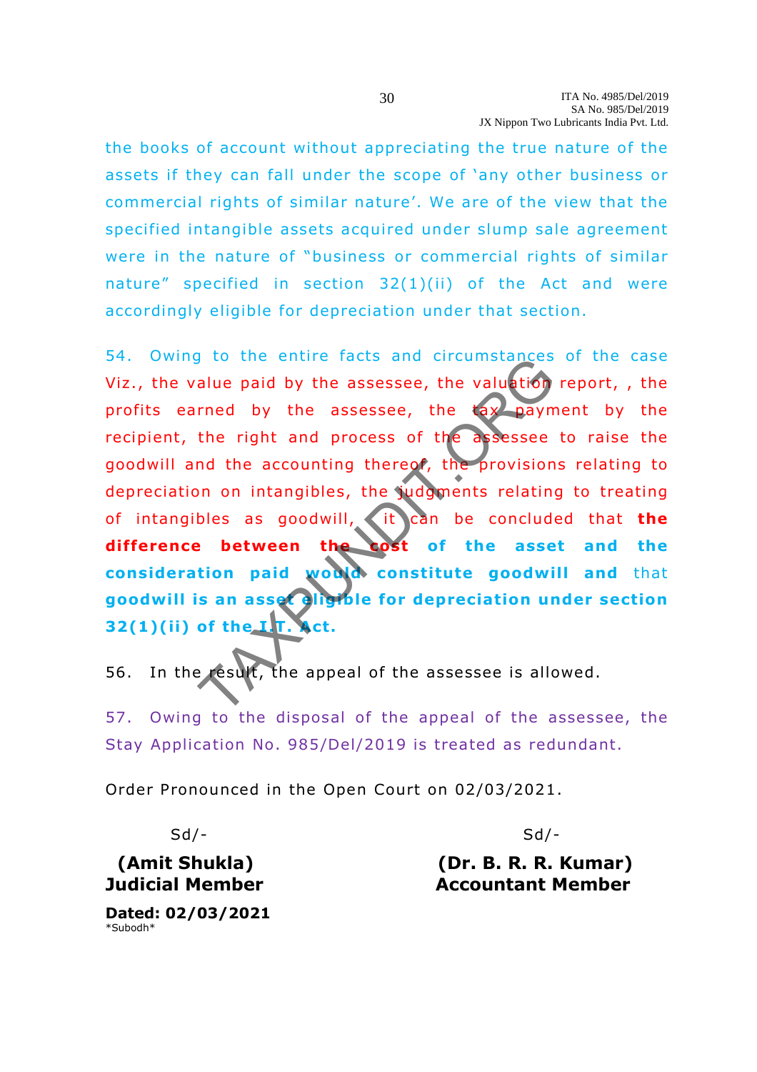the books of account without appreciating the true nature of the assets if they can fall under the scope of 'any other business or commercial rights of similar nature'. We are of the view that the specified intangible assets acquired under slump sale agreement were in the nature of "business or commercial rights of similar nature" specified in section 32(1)(ii) of the Act and were accordingly eligible for depreciation under that section.

54. Owing to the entire facts and circumstances of the case Viz., the value paid by the assessee, the valuation report, , the profits earned by the assessee, the tax payment by the recipient, the right and process of the assessee to raise the goodwill and the accounting thereof, the provisions relating to depreciation on intangibles, the judgments relating to treating of intangibles as goodwill, it can be concluded that **the difference between the cost of the asset and the consideration paid would constitute goodwill and** that **goodwill is an asset eligible for depreciation under section 32(1)(ii) of the I.T. Act.**

56. In the result, the appeal of the assessee is allowed.

57. Owing to the disposal of the appeal of the assessee, the Stay Application No. 985/Del/2019 is treated as redundant.

Order Pronounced in the Open Court on 02/03/2021.

| | |
|---|---|
| Sd/- | Sd/- |
| **(Amit Shukla)** | **(Dr. B. R. R. Kumar)** |
| **Judicial Member** | **Accountant Member** |

**Dated: 02/03/2021**

*Subodh*